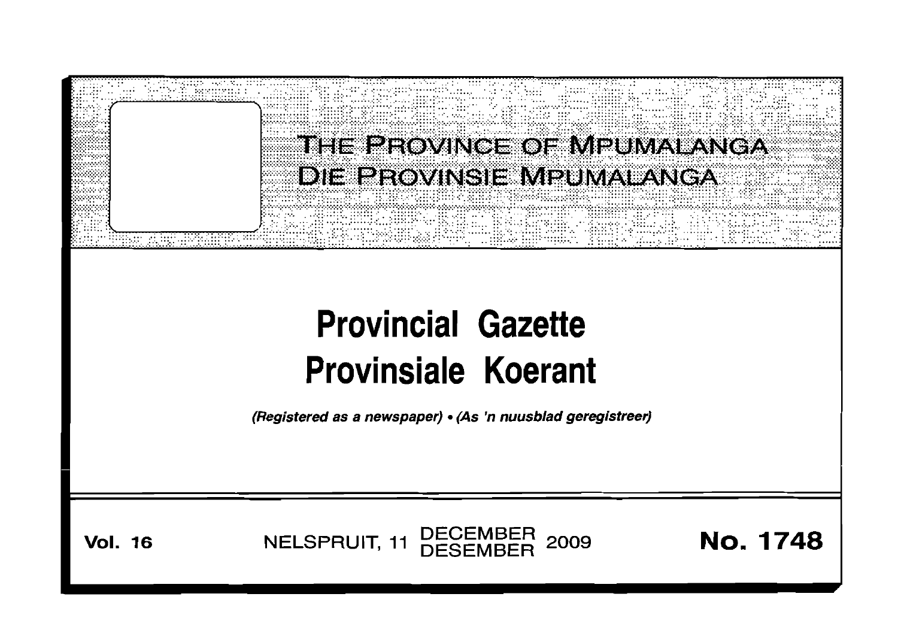THE PROVINCE OF MPUMALANGA
DIE PROVINSIE MPUMALANGA

# Provincial Gazette
# Provinsiale Koerant

*(Registered as a newspaper)* • *(As 'n nuusblad geregistreer)*

**Vol. 16** NELSPRUIT, 11 DECEMBER DESEMBER 2009 **No. 1748**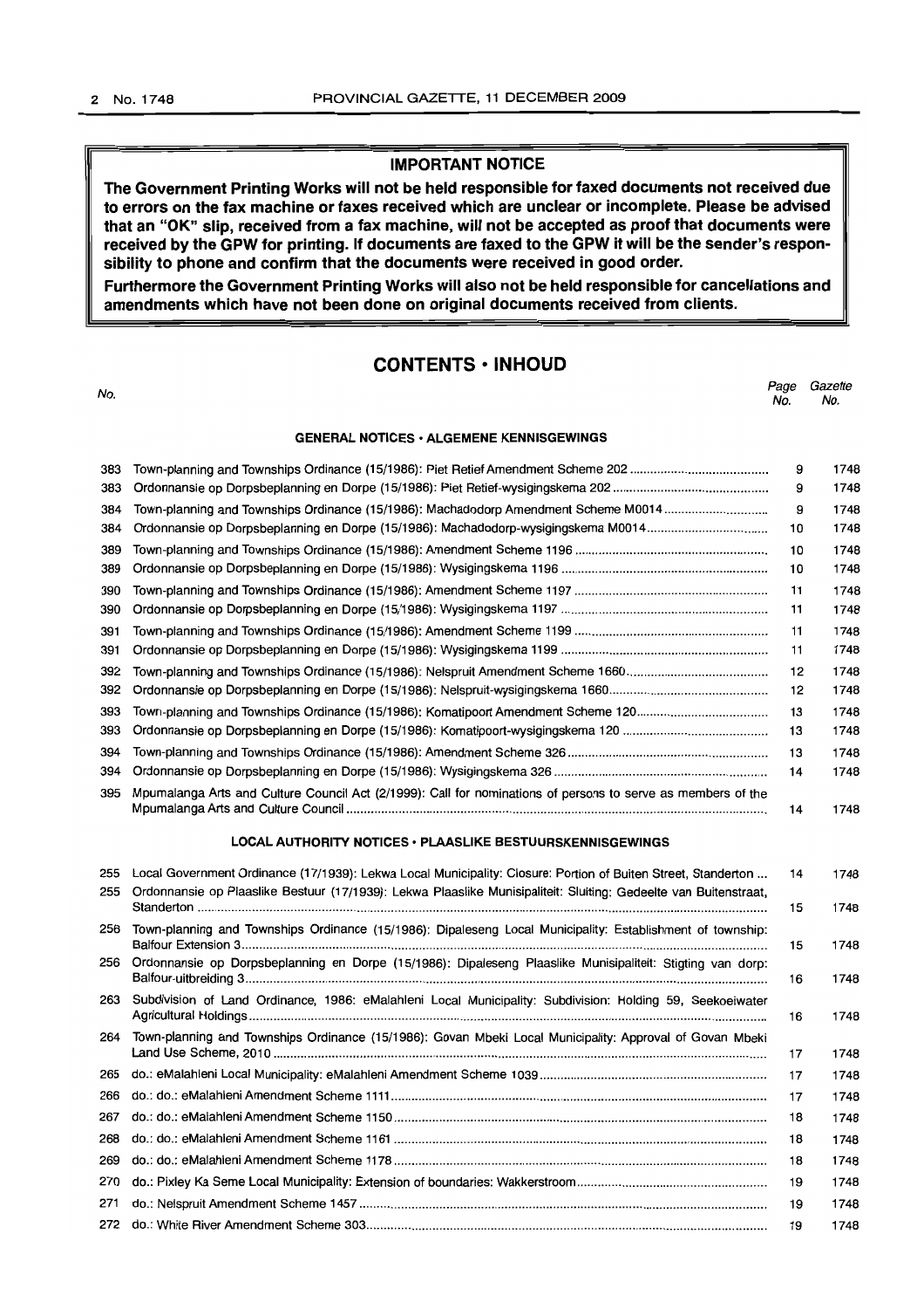**IMPORTANT NOTICE**

**The Government Printing Works will not be held responsible for faxed documents not received due to errors on the fax machine or faxes received which are unclear or incomplete. Please be advised that an "OK" slip, received from a fax machine, will not be accepted as proof that documents were received by the GPW for printing. If documents are faxed to the GPW it will be the sender's responsibility to phone and confirm that the documents were received in good order.**

**Furthermore the Government Printing Works will also not be held responsible for cancellations and amendments which have not been done on original documents received from clients.**

# CONTENTS • INHOUD

| No. | | Page No. | Gazette No. |
|---|---|---|---|
| | **GENERAL NOTICES • ALGEMENE KENNISGEWINGS** | | |
| 383 | Town-planning and Townships Ordinance (15/1986): Piet Retief Amendment Scheme 202 | 9 | 1748 |
| 383 | Ordonnansie op Dorpsbeplanning en Dorpe (15/1986): Piet Retief-wysigingskema 202 | 9 | 1748 |
| 384 | Town-planning and Townships Ordinance (15/1986): Machadodorp Amendment Scheme M0014 | 9 | 1748 |
| 384 | Ordonnansie op Dorpsbeplanning en Dorpe (15/1986): Machadodorp-wysigingskema M0014 | 10 | 1748 |
| 389 | Town-planning and Townships Ordinance (15/1986): Amendment Scheme 1196 | 10 | 1748 |
| 389 | Ordonnansie op Dorpsbeplanning en Dorpe (15/1986): Wysigingskema 1196 | 10 | 1748 |
| 390 | Town-planning and Townships Ordinance (15/1986): Amendment Scheme 1197 | 11 | 1748 |
| 390 | Ordonnansie op Dorpsbeplanning en Dorpe (15/1986): Wysigingskema 1197 | 11 | 1748 |
| 391 | Town-planning and Townships Ordinance (15/1986): Amendment Scheme 1199 | 11 | 1748 |
| 391 | Ordonnansie op Dorpsbeplanning en Dorpe (15/1986): Wysigingskema 1199 | 11 | 1748 |
| 392 | Town-planning and Townships Ordinance (15/1986): Nelspruit Amendment Scheme 1660 | 12 | 1748 |
| 392 | Ordonnansie op Dorpsbeplanning en Dorpe (15/1986): Nelspruit-wysigingskema 1660 | 12 | 1748 |
| 393 | Town-planning and Townships Ordinance (15/1986): Komatipoort Amendment Scheme 120 | 13 | 1748 |
| 393 | Ordonnansie op Dorpsbeplanning en Dorpe (15/1986): Komatipoort-wysigingskema 120 | 13 | 1748 |
| 394 | Town-planning and Townships Ordinance (15/1986): Amendment Scheme 326 | 13 | 1748 |
| 394 | Ordonnansie op Dorpsbeplanning en Dorpe (15/1986): Wysigingskema 326 | 14 | 1748 |
| 395 | Mpumalanga Arts and Culture Council Act (2/1999): Call for nominations of persons to serve as members of the Mpumalanga Arts and Culture Council | 14 | 1748 |
| | **LOCAL AUTHORITY NOTICES • PLAASLIKE BESTUURSKENNISGEWINGS** | | |
| 255 | Local Government Ordinance (17/1939): Lekwa Local Municipality: Closure: Portion of Buiten Street, Standerton | 14 | 1748 |
| 255 | Ordonnansie op Plaaslike Bestuur (17/1939): Lekwa Plaaslike Munisipaliteit: Sluiting: Gedeelte van Buitenstraat, Standerton | 15 | 1748 |
| 256 | Town-planning and Townships Ordinance (15/1986): Dipaleseng Local Municipality: Establishment of township: Balfour Extension 3 | 15 | 1748 |
| 256 | Ordonnansie op Dorpsbeplanning en Dorpe (15/1986): Dipaleseng Plaaslike Munisipaliteit: Stigting van dorp: Balfour-uitbreiding 3 | 16 | 1748 |
| 263 | Subdivision of Land Ordinance, 1986: eMalahleni Local Municipality: Subdivision: Holding 59, Seekoeiwater Agricultural Holdings | 16 | 1748 |
| 264 | Town-planning and Townships Ordinance (15/1986): Govan Mbeki Local Municipality: Approval of Govan Mbeki Land Use Scheme, 2010 | 17 | 1748 |
| 265 | do.: eMalahleni Local Municipality: eMalahleni Amendment Scheme 1039 | 17 | 1748 |
| 266 | do.: do.: eMalahleni Amendment Scheme 1111 | 17 | 1748 |
| 267 | do.: do.: eMalahleni Amendment Scheme 1150 | 18 | 1748 |
| 268 | do.: do.: eMalahleni Amendment Scheme 1161 | 18 | 1748 |
| 269 | do.: do.: eMalahleni Amendment Scheme 1178 | 18 | 1748 |
| 270 | do.: Pixley Ka Seme Local Municipality: Extension of boundaries: Wakkerstroom | 19 | 1748 |
| 271 | do.: Nelspruit Amendment Scheme 1457 | 19 | 1748 |
| 272 | do.: White River Amendment Scheme 303 | 19 | 1748 |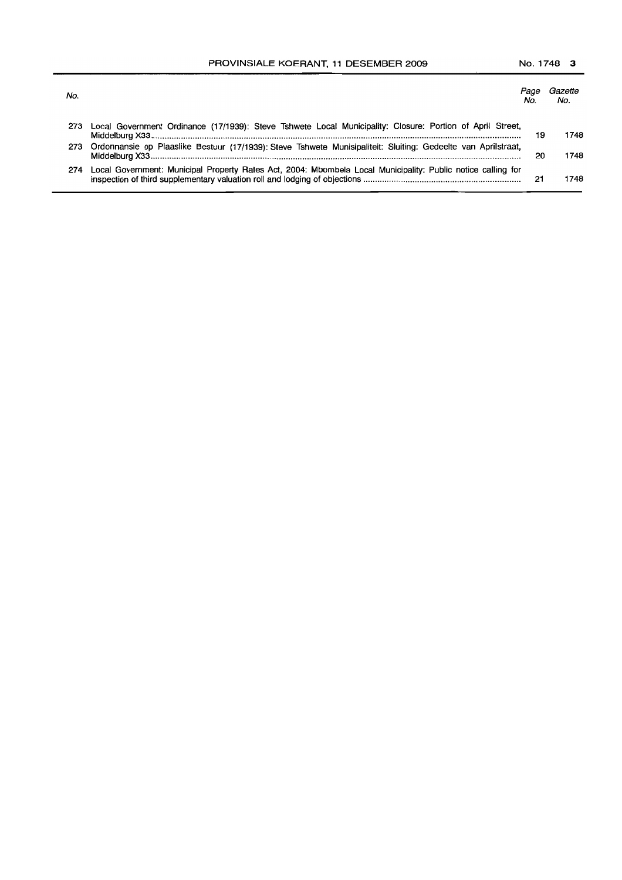| No. | | Page No. | Gazette No. |
|---|---|---|---|
| 273 | Local Government Ordinance (17/1939): Steve Tshwete Local Municipality: Closure: Portion of April Street, Middelburg X33 | 19 | 1748 |
| 273 | Ordonnansie op Plaaslike Bestuur (17/1939): Steve Tshwete Munisipaliteit: Sluiting: Gedeelte van Aprilstraat, Middelburg X33 | 20 | 1748 |
| 274 | Local Government: Municipal Property Rates Act, 2004: Mbombela Local Municipality: Public notice calling for inspection of third supplementary valuation roll and lodging of objections | 21 | 1748 |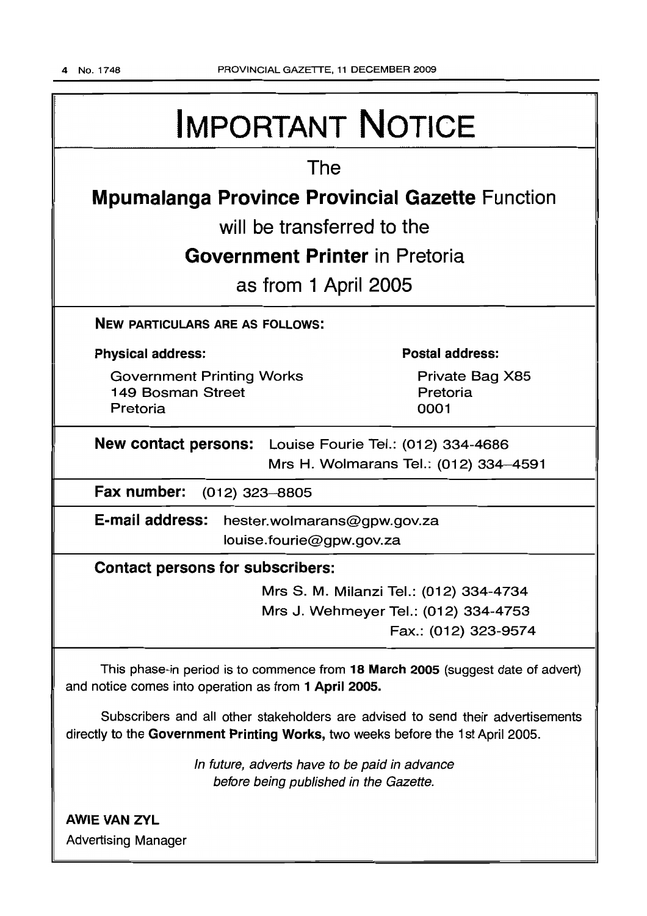# IMPORTANT NOTICE

The

## **Mpumalanga Province Provincial Gazette** Function

will be transferred to the

**Government Printer** in Pretoria

as from 1 April 2005

**NEW PARTICULARS ARE AS FOLLOWS:**

**Physical address:**

Government Printing Works
149 Bosman Street
Pretoria

**Postal address:**

Private Bag X85
Pretoria
0001

**New contact persons:** Louise Fourie Tel.: (012) 334-4686
Mrs H. Wolmarans Tel.: (012) 334–4591

**Fax number:** (012) 323–8805

**E-mail address:** hester.wolmarans@gpw.gov.za
louise.fourie@gpw.gov.za

**Contact persons for subscribers:**

Mrs S. M. Milanzi Tel.: (012) 334-4734
Mrs J. Wehmeyer Tel.: (012) 334-4753
Fax.: (012) 323-9574

This phase-in period is to commence from **18 March 2005** (suggest date of advert) and notice comes into operation as from **1 April 2005.**

Subscribers and all other stakeholders are advised to send their advertisements directly to the **Government Printing Works,** two weeks before the 1st April 2005.

*In future, adverts have to be paid in advance before being published in the Gazette.*

**AWIE VAN ZYL**
Advertising Manager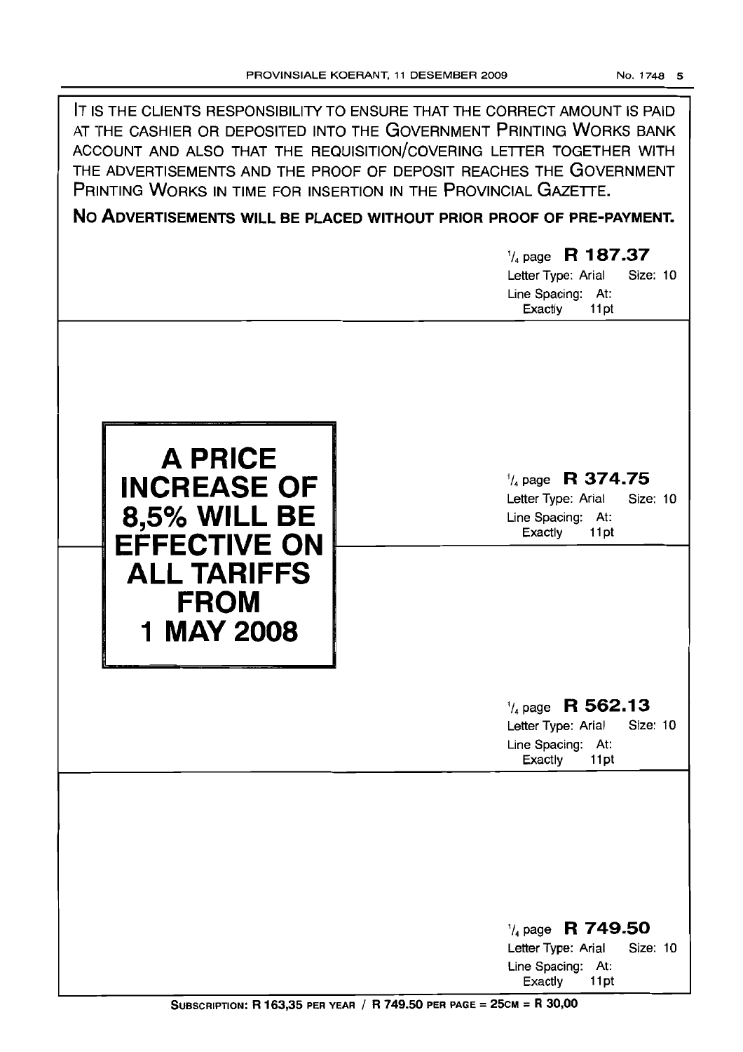IT IS THE CLIENTS RESPONSIBILITY TO ENSURE THAT THE CORRECT AMOUNT IS PAID AT THE CASHIER OR DEPOSITED INTO THE GOVERNMENT PRINTING WORKS BANK ACCOUNT AND ALSO THAT THE REQUISITION/COVERING LETTER TOGETHER WITH THE ADVERTISEMENTS AND THE PROOF OF DEPOSIT REACHES THE GOVERNMENT PRINTING WORKS IN TIME FOR INSERTION IN THE PROVINCIAL GAZETTE.

**NO ADVERTISEMENTS WILL BE PLACED WITHOUT PRIOR PROOF OF PRE-PAYMENT.**

1/4 page **R 187.37**
Letter Type: Arial Size: 10
Line Spacing: At: Exactly 11pt

**A PRICE INCREASE OF 8,5% WILL BE EFFECTIVE ON ALL TARIFFS FROM 1 MAY 2008**

1/4 page **R 374.75**
Letter Type: Arial Size: 10
Line Spacing: At: Exactly 11pt

1/4 page **R 562.13**
Letter Type: Arial Size: 10
Line Spacing: At: Exactly 11pt

1/4 page **R 749.50**
Letter Type: Arial Size: 10
Line Spacing: At: Exactly 11pt

**SUBSCRIPTION: R 163,35 PER YEAR / R 749.50 PER PAGE = 25CM = R 30,00**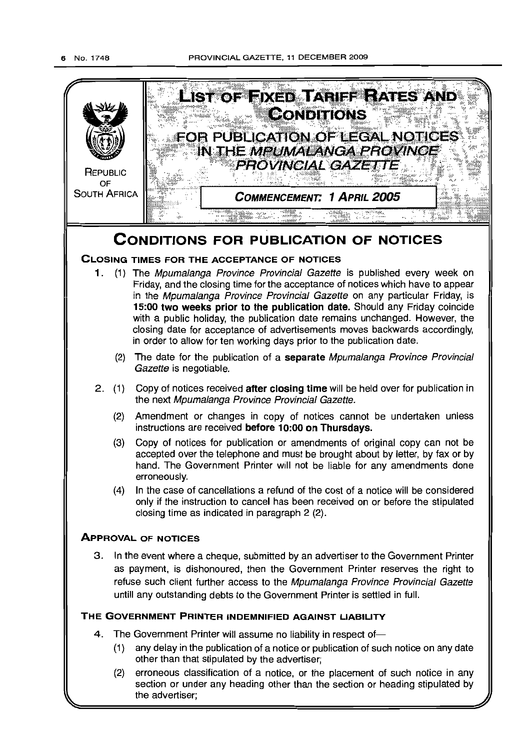REPUBLIC OF SOUTH AFRICA

# LIST OF FIXED TARIFF RATES AND CONDITIONS

## FOR PUBLICATION OF LEGAL NOTICES IN THE *MPUMALANGA PROVINCE PROVINCIAL GAZETTE*

**COMMENCEMENT: 1 APRIL 2005**

# CONDITIONS FOR PUBLICATION OF NOTICES

### CLOSING TIMES FOR THE ACCEPTANCE OF NOTICES

1. (1) The *Mpumalanga Province Provincial Gazette* is published every week on Friday, and the closing time for the acceptance of notices which have to appear in the *Mpumalanga Province Provincial Gazette* on any particular Friday, is **15:00 two weeks prior to the publication date.** Should any Friday coincide with a public holiday, the publication date remains unchanged. However, the closing date for acceptance of advertisements moves backwards accordingly, in order to allow for ten working days prior to the publication date.

   (2) The date for the publication of a **separate** *Mpumalanga Province Provincial Gazette* is negotiable.

2. (1) Copy of notices received **after closing time** will be held over for publication in the next *Mpumalanga Province Provincial Gazette.*

   (2) Amendment or changes in copy of notices cannot be undertaken unless instructions are received **before 10:00 on Thursdays.**

   (3) Copy of notices for publication or amendments of original copy can not be accepted over the telephone and must be brought about by letter, by fax or by hand. The Government Printer will not be liable for any amendments done erroneously.

   (4) In the case of cancellations a refund of the cost of a notice will be considered only if the instruction to cancel has been received on or before the stipulated closing time as indicated in paragraph 2 (2).

### APPROVAL OF NOTICES

3. In the event where a cheque, submitted by an advertiser to the Government Printer as payment, is dishonoured, then the Government Printer reserves the right to refuse such client further access to the *Mpumalanga Province Provincial Gazette* untill any outstanding debts to the Government Printer is settled in full.

### THE GOVERNMENT PRINTER INDEMNIFIED AGAINST LIABILITY

4. The Government Printer will assume no liability in respect of—

   (1) any delay in the publication of a notice or publication of such notice on any date other than that stipulated by the advertiser;

   (2) erroneous classification of a notice, or the placement of such notice in any section or under any heading other than the section or heading stipulated by the advertiser;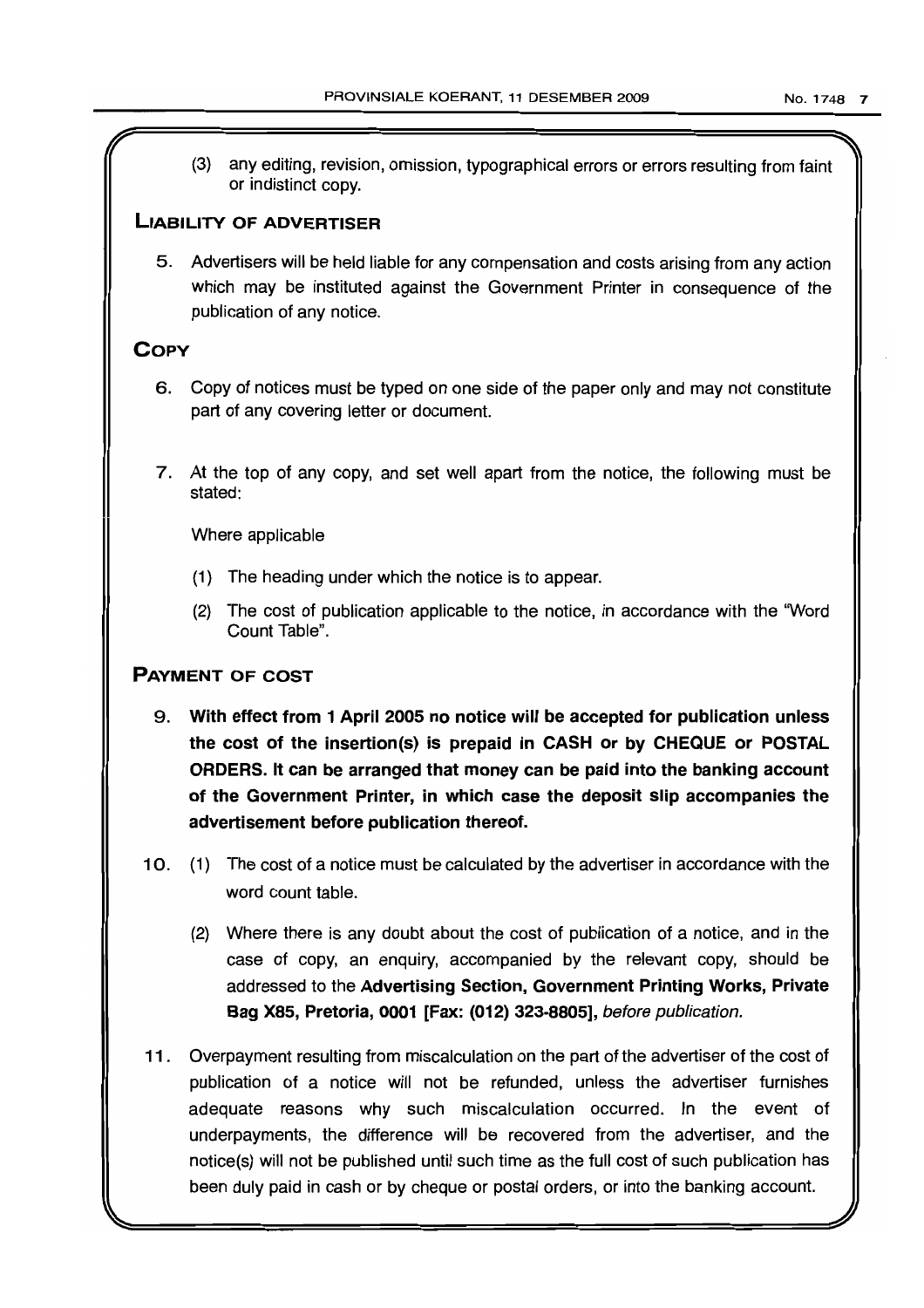(3) any editing, revision, omission, typographical errors or errors resulting from faint or indistinct copy.

## LIABILITY OF ADVERTISER

5. Advertisers will be held liable for any compensation and costs arising from any action which may be instituted against the Government Printer in consequence of the publication of any notice.

## COPY

6. Copy of notices must be typed on one side of the paper only and may not constitute part of any covering letter or document.

7. At the top of any copy, and set well apart from the notice, the following must be stated:

   Where applicable

   (1) The heading under which the notice is to appear.

   (2) The cost of publication applicable to the notice, in accordance with the "Word Count Table".

## PAYMENT OF COST

9. **With effect from 1 April 2005 no notice will be accepted for publication unless the cost of the insertion(s) is prepaid in CASH or by CHEQUE or POSTAL ORDERS. It can be arranged that money can be paid into the banking account of the Government Printer, in which case the deposit slip accompanies the advertisement before publication thereof.**

10. (1) The cost of a notice must be calculated by the advertiser in accordance with the word count table.

    (2) Where there is any doubt about the cost of publication of a notice, and in the case of copy, an enquiry, accompanied by the relevant copy, should be addressed to the **Advertising Section, Government Printing Works, Private Bag X85, Pretoria, 0001 [Fax: (012) 323-8805],** *before publication.*

11. Overpayment resulting from miscalculation on the part of the advertiser of the cost of publication of a notice will not be refunded, unless the advertiser furnishes adequate reasons why such miscalculation occurred. In the event of underpayments, the difference will be recovered from the advertiser, and the notice(s) will not be published until such time as the full cost of such publication has been duly paid in cash or by cheque or postal orders, or into the banking account.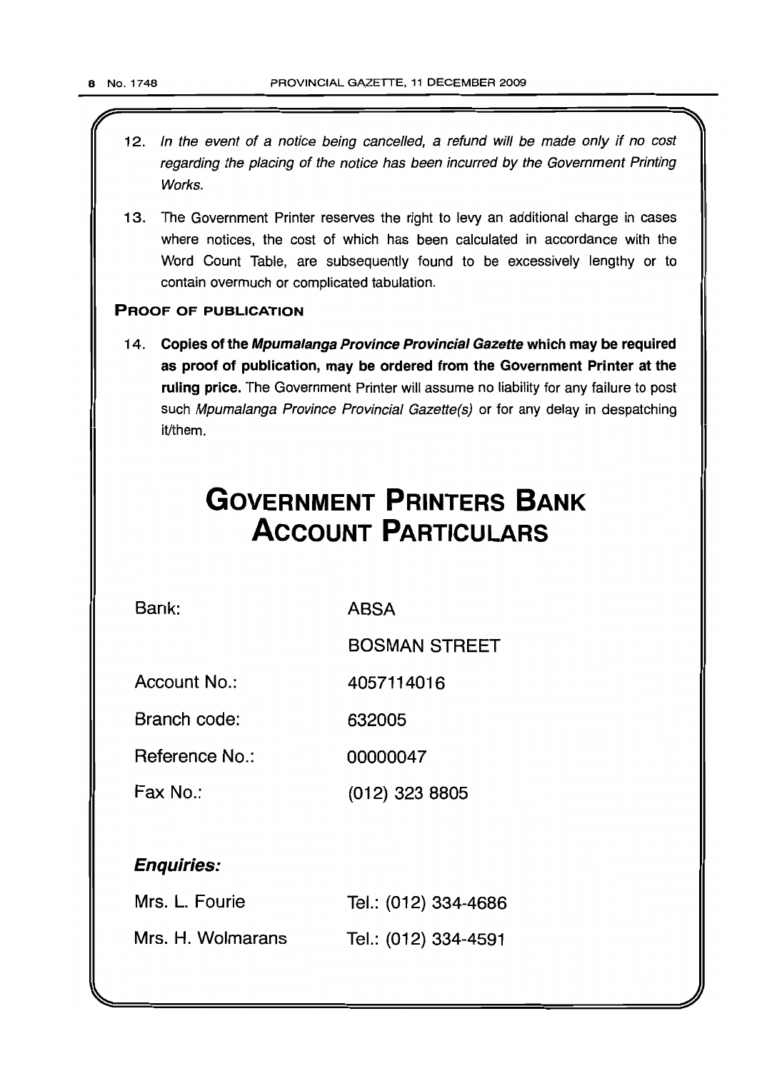12. *In the event of a notice being cancelled, a refund will be made only if no cost regarding the placing of the notice has been incurred by the Government Printing Works.*

13. The Government Printer reserves the right to levy an additional charge in cases where notices, the cost of which has been calculated in accordance with the Word Count Table, are subsequently found to be excessively lengthy or to contain overmuch or complicated tabulation.

### PROOF OF PUBLICATION

14. **Copies of the *Mpumalanga Province Provincial Gazette* which may be required as proof of publication, may be ordered from the Government Printer at the ruling price.** The Government Printer will assume no liability for any failure to post such *Mpumalanga Province Provincial Gazette(s)* or for any delay in despatching it/them.

# GOVERNMENT PRINTERS BANK ACCOUNT PARTICULARS

| | |
|---|---|
| Bank: | ABSA |
| | BOSMAN STREET |
| Account No.: | 4057114016 |
| Branch code: | 632005 |
| Reference No.: | 00000047 |
| Fax No.: | (012) 323 8805 |

### *Enquiries:*

| | |
|---|---|
| Mrs. L. Fourie | Tel.: (012) 334-4686 |
| Mrs. H. Wolmarans | Tel.: (012) 334-4591 |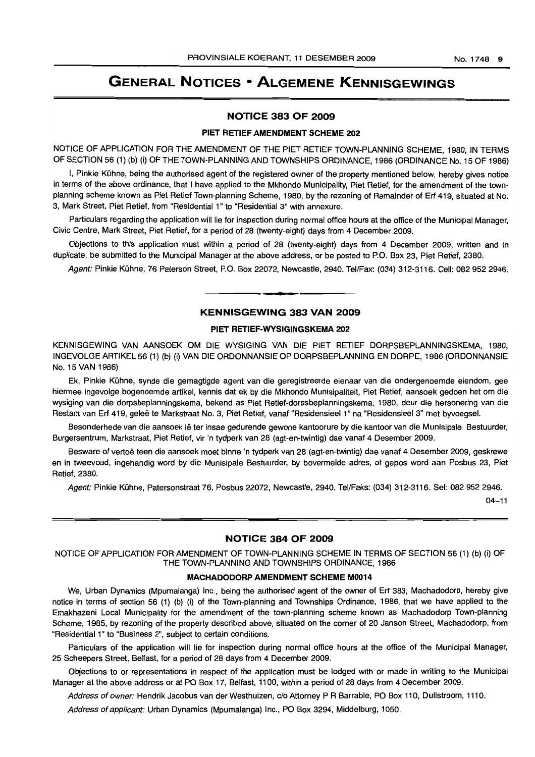# GENERAL NOTICES • ALGEMENE KENNISGEWINGS

## NOTICE 383 OF 2009

### PIET RETIEF AMENDMENT SCHEME 202

NOTICE OF APPLICATION FOR THE AMENDMENT OF THE PIET RETIEF TOWN-PLANNING SCHEME, 1980, IN TERMS OF SECTION 56 (1) (b) (i) OF THE TOWN-PLANNING AND TOWNSHIPS ORDINANCE, 1986 (ORDINANCE No. 15 OF 1986)

I, Pinkie Kühne, being the authorised agent of the registered owner of the property mentioned below, hereby gives notice in terms of the above ordinance, that I have applied to the Mkhondo Municipality, Piet Retief, for the amendment of the town-planning scheme known as Piet Retief Town-planning Scheme, 1980, by the rezoning of Remainder of Erf 419, situated at No. 3, Mark Street, Piet Retief, from "Residential 1" to "Residential 3" with annexure.

Particulars regarding the application will lie for inspection during normal office hours at the office of the Municipal Manager, Civic Centre, Mark Street, Piet Retief, for a period of 28 (twenty-eight) days from 4 December 2009.

Objections to this application must within a period of 28 (twenty-eight) days from 4 December 2009, written and in duplicate, be submitted to the Municipal Manager at the above address, or be posted to P.O. Box 23, Piet Retief, 2380.

*Agent:* Pinkie Kühne, 76 Paterson Street, P.O. Box 22072, Newcastle, 2940. Tel/Fax: (034) 312-3116. Cell: 082 952 2946.

---

## KENNISGEWING 383 VAN 2009

### PIET RETIEF-WYSIGINGSKEMA 202

KENNISGEWING VAN AANSOEK OM DIE WYSIGING VAN DIE PIET RETIEF DORPSBEPLANNINGSKEMA, 1980, INGEVOLGE ARTIKEL 56 (1) (b) (i) VAN DIE ORDONNANSIE OP DORPSBEPLANNING EN DORPE, 1986 (ORDONNANSIE No. 15 VAN 1986)

Ek, Pinkie Kühne, synde die gemagtigde agent van die geregistreerde eienaar van die ondergenoemde eiendom, gee hiermee ingevolge bogenoemde artikel, kennis dat ek by die Mkhondo Munisipaliteit, Piet Retief, aansoek gedoen het om die wysiging van die dorpsbeplanningskema, bekend as Piet Retief-dorpsbeplanningskema, 1980, deur die hersonering van die Restant van Erf 419, geleë te Markstraat No. 3, Piet Retief, vanaf "Residensieel 1" na "Residensieel 3" met byvoegsel.

Besonderhede van die aansoek lê ter insae gedurende gewone kantoorure by die kantoor van die Munisipale Bestuurder, Burgersentrum, Markstraat, Piet Retief, vir 'n tydperk van 28 (agt-en-twintig) dae vanaf 4 Desember 2009.

Besware of vertoë teen die aansoek moet binne 'n tydperk van 28 (agt-en-twintig) dae vanaf 4 Desember 2009, geskrewe en in tweevoud, ingehandig word by die Munisipale Bestuurder, by bovermelde adres, of gepos word aan Posbus 23, Piet Retief, 2380.

*Agent:* Pinkie Kühne, Patersonstraat 76, Posbus 22072, Newcastle, 2940. Tel/Faks: (034) 312-3116. Sel: 082 952 2946.

04–11

---

## NOTICE 384 OF 2009

NOTICE OF APPLICATION FOR AMENDMENT OF TOWN-PLANNING SCHEME IN TERMS OF SECTION 56 (1) (b) (i) OF THE TOWN-PLANNING AND TOWNSHIPS ORDINANCE, 1986

### MACHADODORP AMENDMENT SCHEME M0014

We, Urban Dynamics (Mpumalanga) Inc., being the authorised agent of the owner of Erf 383, Machadodorp, hereby give notice in terms of section 56 (1) (b) (i) of the Town-planning and Townships Ordinance, 1986, that we have applied to the Emakhazeni Local Municipality for the amendment of the town-planning scheme known as Machadodorp Town-planning Scheme, 1985, by rezoning of the property described above, situated on the corner of 20 Janson Street, Machadodorp, from "Residential 1" to "Business 2", subject to certain conditions.

Particulars of the application will lie for inspection during normal office hours at the office of the Municipal Manager, 25 Scheepers Street, Belfast, for a period of 28 days from 4 December 2009.

Objections to or representations in respect of the application must be lodged with or made in writing to the Municipal Manager at the above address or at PO Box 17, Belfast, 1100, within a period of 28 days from 4 December 2009.

*Address of owner:* Hendrik Jacobus van der Westhuizen, c/o Attorney P R Barrable, PO Box 110, Dullstroom, 1110.

*Address of applicant:* Urban Dynamics (Mpumalanga) Inc., PO Box 3294, Middelburg, 1050.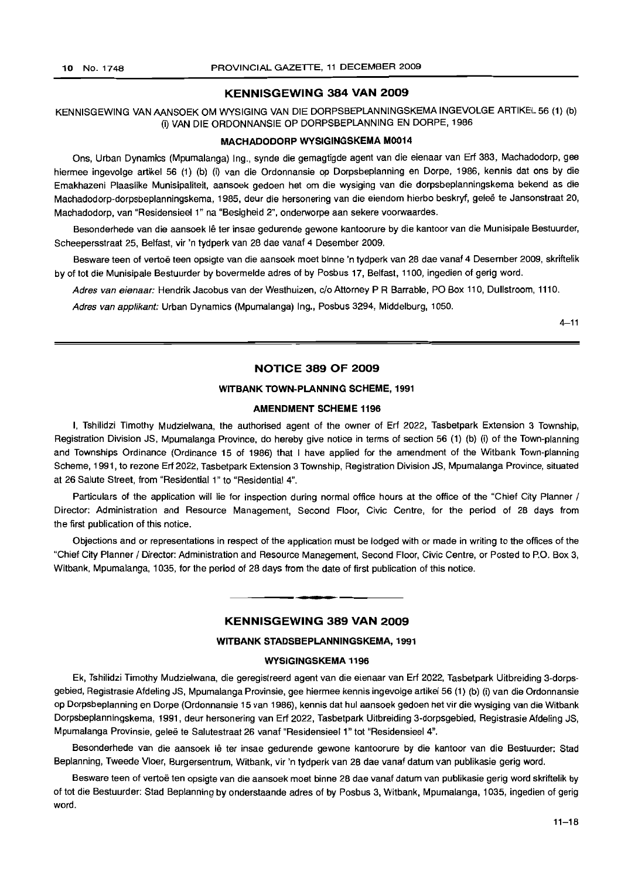## KENNISGEWING 384 VAN 2009

KENNISGEWING VAN AANSOEK OM WYSIGING VAN DIE DORPSBEPLANNINGSKEMA INGEVOLGE ARTIKEL 56 (1) (b) (i) VAN DIE ORDONNANSIE OP DORPSBEPLANNING EN DORPE, 1986

### MACHADODORP WYSIGINGSKEMA M0014

Ons, Urban Dynamics (Mpumalanga) Ing., synde die gemagtigde agent van die eienaar van Erf 383, Machadodorp, gee hiermee ingevolge artikel 56 (1) (b) (i) van die Ordonnansie op Dorpsbeplanning en Dorpe, 1986, kennis dat ons by die Emakhazeni Plaaslike Munisipaliteit, aansoek gedoen het om die wysiging van die dorpsbeplanningskema bekend as die Machadodorp-dorpsbeplanningskema, 1985, deur die hersonering van die eiendom hierbo beskryf, geleë te Jansonstraat 20, Machadodorp, van "Residensieel 1" na "Besigheid 2", onderworpe aan sekere voorwaardes.

Besonderhede van die aansoek lê ter insae gedurende gewone kantoorure by die kantoor van die Munisipale Bestuurder, Scheepersstraat 25, Belfast, vir 'n tydperk van 28 dae vanaf 4 Desember 2009.

Besware teen of vertoë teen opsigte van die aansoek moet binne 'n tydperk van 28 dae vanaf 4 Desember 2009, skriftelik by of tot die Munisipale Bestuurder by bovermelde adres of by Posbus 17, Belfast, 1100, ingedien of gerig word.

*Adres van eienaar:* Hendrik Jacobus van der Westhuizen, c/o Attorney P R Barrable, PO Box 110, Dullstroom, 1110.

*Adres van applikant:* Urban Dynamics (Mpumalanga) Ing., Posbus 3294, Middelburg, 1050.

4–11

## NOTICE 389 OF 2009

### WITBANK TOWN-PLANNING SCHEME, 1991

### AMENDMENT SCHEME 1196

I, Tshilidzi Timothy Mudzielwana, the authorised agent of the owner of Erf 2022, Tasbetpark Extension 3 Township, Registration Division JS, Mpumalanga Province, do hereby give notice in terms of section 56 (1) (b) (i) of the Town-planning and Townships Ordinance (Ordinance 15 of 1986) that I have applied for the amendment of the Witbank Town-planning Scheme, 1991, to rezone Erf 2022, Tasbetpark Extension 3 Township, Registration Division JS, Mpumalanga Province, situated at 26 Salute Street, from "Residential 1" to "Residential 4".

Particulars of the application will lie for inspection during normal office hours at the office of the "Chief City Planner / Director: Administration and Resource Management, Second Floor, Civic Centre, for the period of 28 days from the first publication of this notice.

Objections and or representations in respect of the application must be lodged with or made in writing to the offices of the "Chief City Planner / Director: Administration and Resource Management, Second Floor, Civic Centre, or Posted to P.O. Box 3, Witbank, Mpumalanga, 1035, for the period of 28 days from the date of first publication of this notice.

## KENNISGEWING 389 VAN 2009

### WITBANK STADSBEPLANNINGSKEMA, 1991

### WYSIGINGSKEMA 1196

Ek, Tshilidzi Timothy Mudzielwana, die geregistreerd agent van die eienaar van Erf 2022, Tasbetpark Uitbreiding 3-dorpsgebied, Registrasie Afdeling JS, Mpumalanga Provinsie, gee hiermee kennis ingevolge artikel 56 (1) (b) (i) van die Ordonnansie op Dorpsbeplanning en Dorpe (Ordonnansie 15 van 1986), kennis dat hul aansoek gedoen het vir die wysiging van die Witbank Dorpsbeplanningskema, 1991, deur hersonering van Erf 2022, Tasbetpark Uitbreiding 3-dorpsgebied, Registrasie Afdeling JS, Mpumalanga Provinsie, geleë te Salutestraat 26 vanaf "Residensieel 1" tot "Residensieel 4".

Besonderhede van die aansoek lê ter insae gedurende gewone kantoorure by die kantoor van die Bestuurder: Stad Beplanning, Tweede Vloer, Burgersentrum, Witbank, vir 'n tydperk van 28 dae vanaf datum van publikasie gerig word.

Besware teen of vertoë ten opsigte van die aansoek moet binne 28 dae vanaf datum van publikasie gerig word skriftelik by of tot die Bestuurder: Stad Beplanning by onderstaande adres of by Posbus 3, Witbank, Mpumalanga, 1035, ingedien of gerig word.

11–18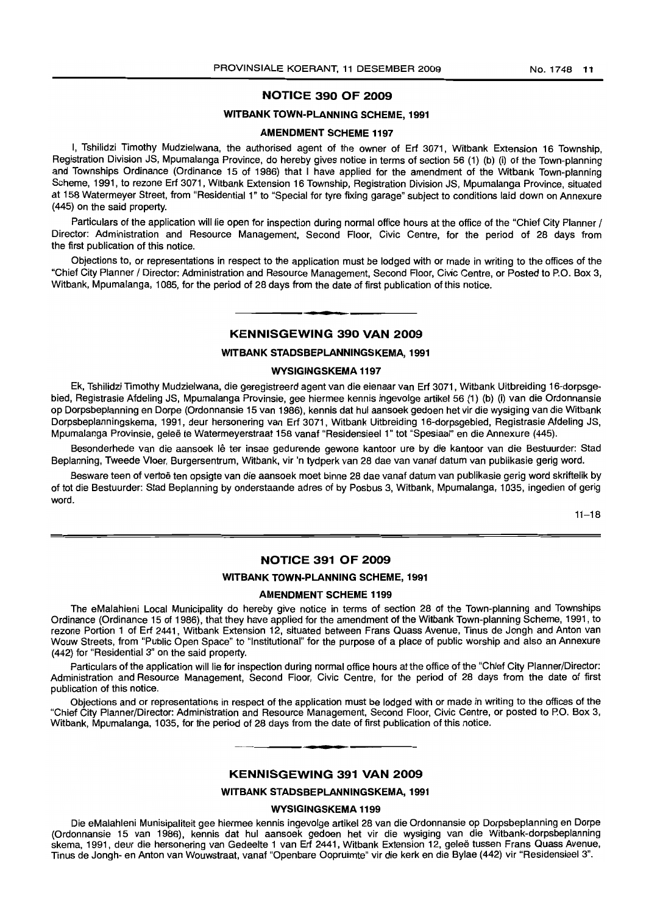## NOTICE 390 OF 2009

### WITBANK TOWN-PLANNING SCHEME, 1991

### AMENDMENT SCHEME 1197

I, Tshilidzi Timothy Mudzielwana, the authorised agent of the owner of Erf 3071, Witbank Extension 16 Township, Registration Division JS, Mpumalanga Province, do hereby gives notice in terms of section 56 (1) (b) (i) of the Town-planning and Townships Ordinance (Ordinance 15 of 1986) that I have applied for the amendment of the Witbank Town-planning Scheme, 1991, to rezone Erf 3071, Witbank Extension 16 Township, Registration Division JS, Mpumalanga Province, situated at 158 Watermeyer Street, from "Residential 1" to "Special for tyre fixing garage" subject to conditions laid down on Annexure (445) on the said property.

Particulars of the application will lie open for inspection during normal office hours at the office of the "Chief City Planner / Director: Administration and Resource Management, Second Floor, Civic Centre, for the period of 28 days from the first publication of this notice.

Objections to, or representations in respect to the application must be lodged with or made in writing to the offices of the "Chief City Planner / Director: Administration and Resource Management, Second Floor, Civic Centre, or Posted to P.O. Box 3, Witbank, Mpumalanga, 1085, for the period of 28 days from the date of first publication of this notice.

---

## KENNISGEWING 390 VAN 2009

### WITBANK STADSBEPLANNINGSKEMA, 1991

### WYSIGINGSKEMA 1197

Ek, Tshilidzi Timothy Mudzielwana, die geregistreerd agent van die eienaar van Erf 3071, Witbank Uitbreiding 16-dorpsgebied, Registrasie Afdeling JS, Mpumalanga Provinsie, gee hiermee kennis ingevolge artikel 56 (1) (b) (i) van die Ordonnansie op Dorpsbeplanning en Dorpe (Ordonnansie 15 van 1986), kennis dat hul aansoek gedoen het vir die wysiging van die Witbank Dorpsbeplanningskema, 1991, deur hersonering van Erf 3071, Witbank Uitbreiding 16-dorpsgebied, Registrasie Afdeling JS, Mpumalanga Provinsie, geleë te Watermeyerstraat 158 vanaf "Residensieel 1" tot "Spesiaal" en die Annexure (445).

Besonderhede van die aansoek lê ter insae gedurende gewone kantoor ure by die kantoor van die Bestuurder: Stad Beplanning, Tweede Vloer, Burgersentrum, Witbank, vir 'n tydperk van 28 dae van vanaf datum van publikasie gerig word.

Besware teen of vertoë ten opsigte van die aansoek moet binne 28 dae vanaf datum van publikasie gerig word skriftelik by of tot die Bestuurder: Stad Beplanning by onderstaande adres of by Posbus 3, Witbank, Mpumalanga, 1035, ingedien of gerig word.

11–18

---

## NOTICE 391 OF 2009

### WITBANK TOWN-PLANNING SCHEME, 1991

### AMENDMENT SCHEME 1199

The eMalahleni Local Municipality do hereby give notice in terms of section 28 of the Town-planning and Townships Ordinance (Ordinance 15 of 1986), that they have applied for the amendment of the Witbank Town-planning Scheme, 1991, to rezone Portion 1 of Erf 2441, Witbank Extension 12, situated between Frans Quass Avenue, Tinus de Jongh and Anton van Wouw Streets, from "Public Open Space" to "Institutional" for the purpose of a place of public worship and also an Annexure (442) for "Residential 3" on the said property.

Particulars of the application will lie for inspection during normal office hours at the office of the "Chief City Planner/Director: Administration and Resource Management, Second Floor, Civic Centre, for the period of 28 days from the date of first publication of this notice.

Objections and or representations in respect of the application must be lodged with or made in writing to the offices of the "Chief City Planner/Director: Administration and Resource Management, Second Floor, Civic Centre, or posted to P.O. Box 3, Witbank, Mpumalanga, 1035, for the period of 28 days from the date of first publication of this notice.

---

## KENNISGEWING 391 VAN 2009

### WITBANK STADSBEPLANNINGSKEMA, 1991

### WYSIGINGSKEMA 1199

Die eMalahleni Munisipaliteit gee hiermee kennis ingevolge artikel 28 van die Ordonnansie op Dorpsbeplanning en Dorpe (Ordonnansie 15 van 1986), kennis dat hul aansoek gedoen het vir die wysiging van die Witbank-dorpsbeplanning skema, 1991, deur die hersonering van Gedeelte 1 van Erf 2441, Witbank Extension 12, geleë tussen Frans Quass Avenue, Tinus de Jongh- en Anton van Wouwstraat, vanaf "Openbare Oopruimte" vir die kerk en die Bylae (442) vir "Residensieel 3".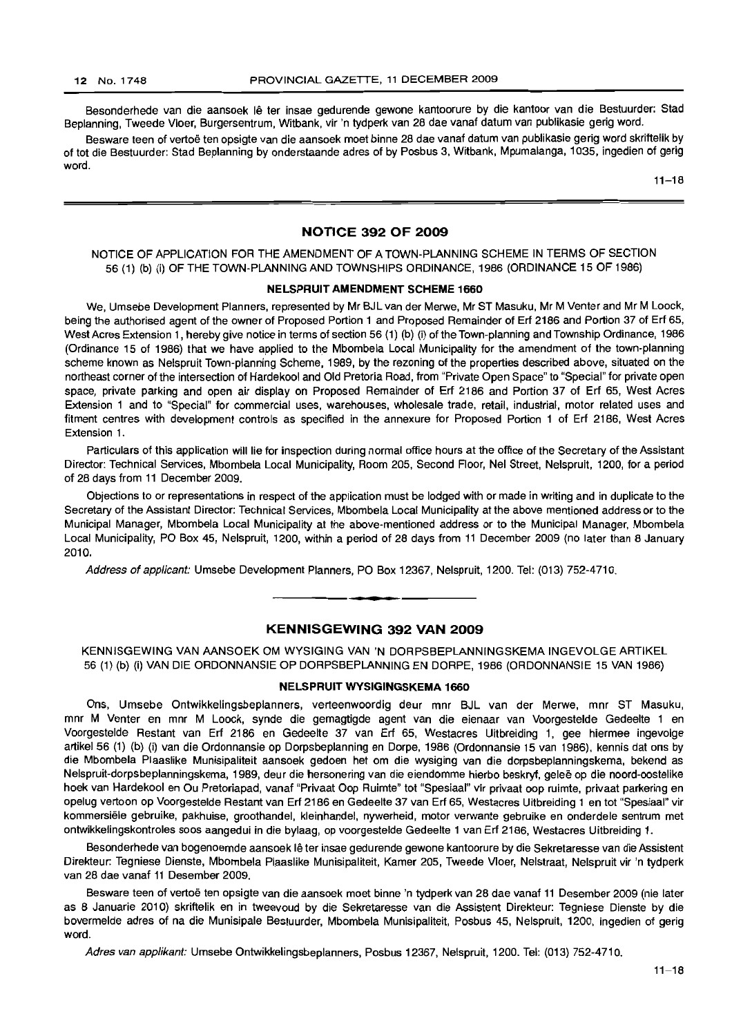Besonderhede van die aansoek lê ter insae gedurende gewone kantoorure by die kantoor van die Bestuurder: Stad Beplanning, Tweede Vloer, Burgersentrum, Witbank, vir 'n tydperk van 28 dae vanaf datum van publikasie gerig word.

Besware teen of vertoë ten opsigte van die aansoek moet binne 28 dae vanaf datum van publikasie gerig word skriftelik by of tot die Bestuurder: Stad Beplanning by onderstaande adres of by Posbus 3, Witbank, Mpumalanga, 1035, ingedien of gerig word.

11–18

## NOTICE 392 OF 2009

NOTICE OF APPLICATION FOR THE AMENDMENT OF A TOWN-PLANNING SCHEME IN TERMS OF SECTION 56 (1) (b) (i) OF THE TOWN-PLANNING AND TOWNSHIPS ORDINANCE, 1986 (ORDINANCE 15 OF 1986)

### NELSPRUIT AMENDMENT SCHEME 1660

We, Umsebe Development Planners, represented by Mr BJL van der Merwe, Mr ST Masuku, Mr M Venter and Mr M Loock, being the authorised agent of the owner of Proposed Portion 1 and Proposed Remainder of Erf 2186 and Portion 37 of Erf 65, West Acres Extension 1, hereby give notice in terms of section 56 (1) (b) (i) of the Town-planning and Township Ordinance, 1986 (Ordinance 15 of 1986) that we have applied to the Mbombela Local Municipality for the amendment of the town-planning scheme known as Nelspruit Town-planning Scheme, 1989, by the rezoning of the properties described above, situated on the northeast corner of the intersection of Hardekool and Old Pretoria Road, from "Private Open Space" to "Special" for private open space, private parking and open air display on Proposed Remainder of Erf 2186 and Portion 37 of Erf 65, West Acres Extension 1 and to "Special" for commercial uses, warehouses, wholesale trade, retail, industrial, motor related uses and fitment centres with development controls as specified in the annexure for Proposed Portion 1 of Erf 2186, West Acres Extension 1.

Particulars of this application will lie for inspection during normal office hours at the office of the Secretary of the Assistant Director: Technical Services, Mbombela Local Municipality, Room 205, Second Floor, Nel Street, Nelspruit, 1200, for a period of 28 days from 11 December 2009.

Objections to or representations in respect of the application must be lodged with or made in writing and in duplicate to the Secretary of the Assistant Director: Technical Services, Mbombela Local Municipality at the above mentioned address or to the Municipal Manager, Mbombela Local Municipality at the above-mentioned address or to the Municipal Manager, Mbombela Local Municipality, PO Box 45, Nelspruit, 1200, within a period of 28 days from 11 December 2009 (no later than 8 January 2010.

*Address of applicant:* Umsebe Development Planners, PO Box 12367, Nelspruit, 1200. Tel: (013) 752-4710.

## KENNISGEWING 392 VAN 2009

KENNISGEWING VAN AANSOEK OM WYSIGING VAN 'N DORPSBEPLANNINGSKEMA INGEVOLGE ARTIKEL 56 (1) (b) (i) VAN DIE ORDONNANSIE OP DORPSBEPLANNING EN DORPE, 1986 (ORDONNANSIE 15 VAN 1986)

### NELSPRUIT WYSIGINGSKEMA 1660

Ons, Umsebe Ontwikkelingsbeplanners, verteenwoordig deur mnr BJL van der Merwe, mnr ST Masuku, mnr M Venter en mnr M Loock, synde die gemagtigde agent van die eienaar van Voorgestelde Gedeelte 1 en Voorgestelde Restant van Erf 2186 en Gedeelte 37 van Erf 65, Westacres Uitbreiding 1, gee hiermee ingevolge artikel 56 (1) (b) (i) van die Ordonnansie op Dorpsbeplanning en Dorpe, 1986 (Ordonnansie 15 van 1986), kennis dat ons by die Mbombela Plaaslike Munisipaliteit aansoek gedoen het om die wysiging van die dorpsbeplanningskema, bekend as Nelspruit-dorpsbeplanningskema, 1989, deur die hersonering van die eiendomme hierbo beskryf, geleë op die noord-oostelike hoek van Hardekool en Ou Pretoriapad, vanaf "Privaat Oop Ruimte" tot "Spesiaal" vir privaat oop ruimte, privaat parkering en opelug vertoon op Voorgestelde Restant van Erf 2186 en Gedeelte 37 van Erf 65, Westacres Uitbreiding 1 en tot "Spesiaal" vir kommersiële gebruike, pakhuise, groothandel, kleinhandel, nywerheid, motor verwante gebruike en onderdele sentrum met ontwikkelingskontroles soos aangedui in die bylaag, op voorgestelde Gedeelte 1 van Erf 2186, Westacres Uitbreiding 1.

Besonderhede van bogenoemde aansoek lê ter insae gedurende gewone kantoorure by die Sekretaresse van die Assistent Direkteur: Tegniese Dienste, Mbombela Plaaslike Munisipaliteit, Kamer 205, Tweede Vloer, Nelstraat, Nelspruit vir 'n tydperk van 28 dae vanaf 11 Desember 2009.

Besware teen of vertoë ten opsigte van die aansoek moet binne 'n tydperk van 28 dae vanaf 11 Desember 2009 (nie later as 8 Januarie 2010) skriftelik en in tweevoud by die Sekretaresse van die Assistent Direkteur: Tegniese Dienste by die bovermelde adres of na die Munisipale Bestuurder, Mbombela Munisipaliteit, Posbus 45, Nelspruit, 1200, ingedien of gerig word.

*Adres van applikant:* Umsebe Ontwikkelingsbeplanners, Posbus 12367, Nelspruit, 1200. Tel: (013) 752-4710.

11–18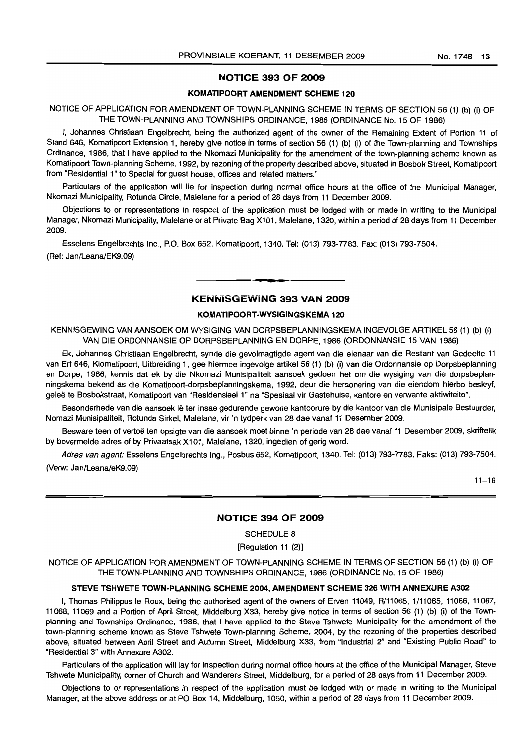## NOTICE 393 OF 2009

### KOMATIPOORT AMENDMENT SCHEME 120

NOTICE OF APPLICATION FOR AMENDMENT OF TOWN-PLANNING SCHEME IN TERMS OF SECTION 56 (1) (b) (i) OF THE TOWN-PLANNING AND TOWNSHIPS ORDINANCE, 1986 (ORDINANCE No. 15 OF 1986)

I, Johannes Christiaan Engelbrecht, being the authorized agent of the owner of the Remaining Extent of Portion 11 of Stand 646, Komatipoort Extension 1, hereby give notice in terms of section 56 (1) (b) (i) of the Town-planning and Townships Ordinance, 1986, that I have applied to the Nkomazi Municipality for the amendment of the town-planning scheme known as Komatipoort Town-planning Scheme, 1992, by rezoning of the property described above, situated in Bosbok Street, Komatipoort from "Residential 1" to Special for guest house, offices and related matters."

Particulars of the application will lie for inspection during normal office hours at the office of the Municipal Manager, Nkomazi Municipality, Rotunda Circle, Malelane for a period of 28 days from 11 December 2009.

Objections to or representations in respect of the application must be lodged with or made in writing to the Municipal Manager, Nkomazi Municipality, Malelane or at Private Bag X101, Malelane, 1320, within a period of 28 days from 11 December 2009.

Esselens Engelbrechts Inc., P.O. Box 652, Komatipoort, 1340. Tel: (013) 793-7783. Fax: (013) 793-7504.

(Ref: Jan/Leana/EK9.09)

---

## KENNISGEWING 393 VAN 2009

### KOMATIPOORT-WYSIGINGSKEMA 120

KENNISGEWING VAN AANSOEK OM WYSIGING VAN DORPSBEPLANNINGSKEMA INGEVOLGE ARTIKEL 56 (1) (b) (i) VAN DIE ORDONNANSIE OP DORPSBEPLANNING EN DORPE, 1986 (ORDONNANSIE 15 VAN 1986)

Ek, Johannes Christiaan Engelbrecht, synde die gevolmagtigde agent van die eienaar van die Restant van Gedeelte 11 van Erf 646, Kiomatipoort, Uitbreiding 1, gee hiermee ingevolge artikel 56 (1) (b) (i) van die Ordonnansie op Dorpsbeplanning en Dorpe, 1986, kennis dat ek by die Nkomazi Munisipaliteit aansoek gedoen het om die wysiging van die dorpsbeplanningskema bekend as die Komatipoort-dorpsbeplanningskema, 1992, deur die hersonering van die eiendom hierbo beskryf, geleë te Bosbokstraat, Komatipoort van "Residensieel 1" na "Spesiaal vir Gastehuise, kantore en verwante aktiwiteite".

Besonderhede van die aansoek lê ter insae gedurende gewone kantoorure by die kantoor van die Munisipale Bestuurder, Nomazi Munisipaliteit, Rotunda Sirkel, Malelane, vir 'n tydperk van 28 dae vanaf 11 Desember 2009.

Besware teen of vertoë ten opsigte van die aansoek moet binne 'n periode van 28 dae vanaf 11 Desember 2009, skriftelik by bovermelde adres of by Privaatsak X101, Malelane, 1320, ingedien of gerig word.

*Adres van agent:* Esselens Engelbrechts Ing., Posbus 652, Komatipoort, 1340. Tel: (013) 793-7783. Faks: (013) 793-7504.

(Verw: Jan/Leana/eK9.09)

11–18

---

## NOTICE 394 OF 2009

SCHEDULE 8

[Regulation 11 (2)]

NOTICE OF APPLICATION FOR AMENDMENT OF TOWN-PLANNING SCHEME IN TERMS OF SECTION 56 (1) (b) (i) OF THE TOWN-PLANNING AND TOWNSHIPS ORDINANCE, 1986 (ORDINANCE No. 15 OF 1986)

### STEVE TSHWETE TOWN-PLANNING SCHEME 2004, AMENDMENT SCHEME 326 WITH ANNEXURE A302

I, Thomas Philippus le Roux, being the authorised agent of the owners of Erven 11049, R/11065, 1/11065, 11066, 11067, 11068, 11069 and a Portion of April Street, Middelburg X33, hereby give notice in terms of section 56 (1) (b) (i) of the Town-planning and Townships Ordinance, 1986, that I have applied to the Steve Tshwete Municipality for the amendment of the town-planning scheme known as Steve Tshwete Town-planning Scheme, 2004, by the rezoning of the properties described above, situated between April Street and Autumn Street, Middelburg X33, from "Industrial 2" and "Existing Public Road" to "Residential 3" with Annexure A302.

Particulars of the application will lay for inspection during normal office hours at the office of the Municipal Manager, Steve Tshwete Municipality, corner of Church and Wanderers Street, Middelburg, for a period of 28 days from 11 December 2009.

Objections to or representations in respect of the application must be lodged with or made in writing to the Municipal Manager, at the above address or at PO Box 14, Middelburg, 1050, within a period of 28 days from 11 December 2009.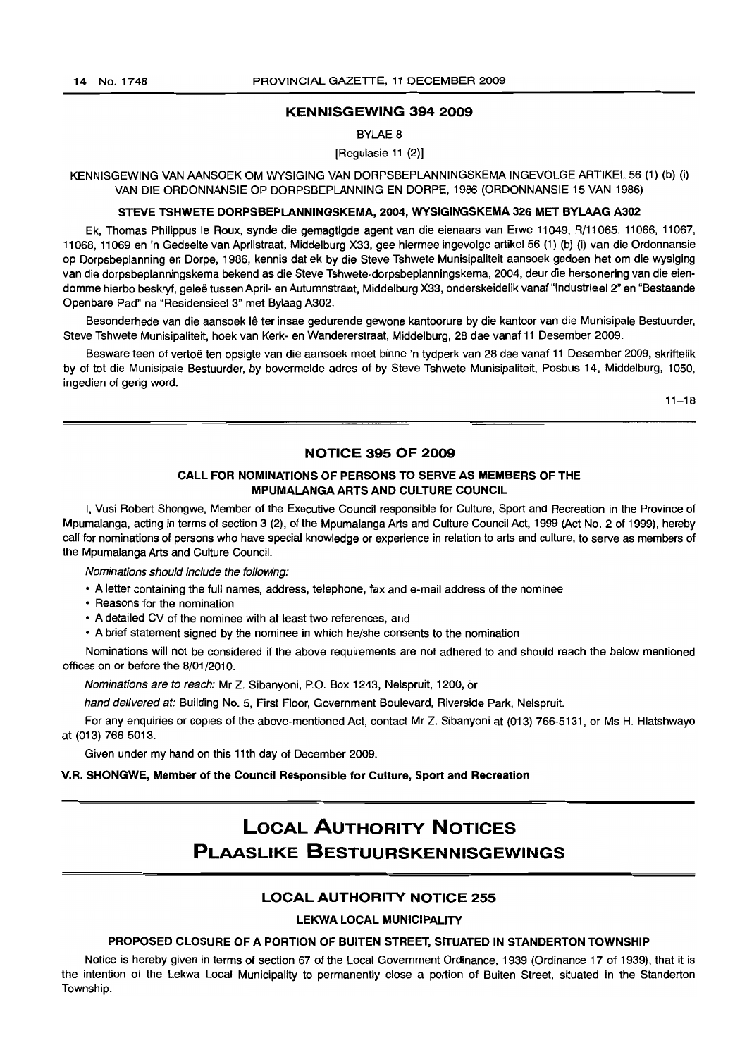## KENNISGEWING 394 2009

BYLAE 8

[Regulasie 11 (2)]

KENNISGEWING VAN AANSOEK OM WYSIGING VAN DORPSBEPLANNINGSKEMA INGEVOLGE ARTIKEL 56 (1) (b) (i) VAN DIE ORDONNANSIE OP DORPSBEPLANNING EN DORPE, 1986 (ORDONNANSIE 15 VAN 1986)

**STEVE TSHWETE DORPSBEPLANNINGSKEMA, 2004, WYSIGINGSKEMA 326 MET BYLAAG A302**

Ek, Thomas Philippus le Roux, synde die gemagtigde agent van die eienaars van Erwe 11049, R/11065, 11066, 11067, 11068, 11069 en 'n Gedeelte van Aprilstraat, Middelburg X33, gee hiermee ingevolge artikel 56 (1) (b) (i) van die Ordonnansie op Dorpsbeplanning en Dorpe, 1986, kennis dat ek by die Steve Tshwete Munisipaliteit aansoek gedoen het om die wysiging van die dorpsbeplanningskema bekend as die Steve Tshwete-dorpsbeplanningskema, 2004, deur die hersonering van die eiendomme hierbo beskryf, geleë tussen April- en Autumnstraat, Middelburg X33, onderskeidelik vanaf "Industrieel 2" en "Bestaande Openbare Pad" na "Residensieel 3" met Bylaag A302.

Besonderhede van die aansoek lê ter insae gedurende gewone kantoorure by die kantoor van die Munisipale Bestuurder, Steve Tshwete Munisipaliteit, hoek van Kerk- en Wandererstraat, Middelburg, 28 dae vanaf 11 Desember 2009.

Besware teen of vertoë ten opsigte van die aansoek moet binne 'n tydperk van 28 dae vanaf 11 Desember 2009, skriftelik by of tot die Munisipale Bestuurder, by bovermelde adres of by Steve Tshwete Munisipaliteit, Posbus 14, Middelburg, 1050, ingedien of gerig word.

11–18

## NOTICE 395 OF 2009

### CALL FOR NOMINATIONS OF PERSONS TO SERVE AS MEMBERS OF THE MPUMALANGA ARTS AND CULTURE COUNCIL

I, Vusi Robert Shongwe, Member of the Executive Council responsible for Culture, Sport and Recreation in the Province of Mpumalanga, acting in terms of section 3 (2), of the Mpumalanga Arts and Culture Council Act, 1999 (Act No. 2 of 1999), hereby call for nominations of persons who have special knowledge or experience in relation to arts and culture, to serve as members of the Mpumalanga Arts and Culture Council.

*Nominations should include the following:*

- A letter containing the full names, address, telephone, fax and e-mail address of the nominee
- Reasons for the nomination
- A detailed CV of the nominee with at least two references, and
- A brief statement signed by the nominee in which he/she consents to the nomination

Nominations will not be considered if the above requirements are not adhered to and should reach the below mentioned offices on or before the 8/01/2010.

*Nominations are to reach:* Mr Z. Sibanyoni, P.O. Box 1243, Nelspruit, 1200, or

*hand delivered at:* Building No. 5, First Floor, Government Boulevard, Riverside Park, Nelspruit.

For any enquiries or copies of the above-mentioned Act, contact Mr Z. Sibanyoni at (013) 766-5131, or Ms H. Hlatshwayo at (013) 766-5013.

Given under my hand on this 11th day of December 2009.

**V.R. SHONGWE, Member of the Council Responsible for Culture, Sport and Recreation**

# LOCAL AUTHORITY NOTICES
# PLAASLIKE BESTUURSKENNISGEWINGS

## LOCAL AUTHORITY NOTICE 255

### LEKWA LOCAL MUNICIPALITY

### PROPOSED CLOSURE OF A PORTION OF BUITEN STREET, SITUATED IN STANDERTON TOWNSHIP

Notice is hereby given in terms of section 67 of the Local Government Ordinance, 1939 (Ordinance 17 of 1939), that it is the intention of the Lekwa Local Municipality to permanently close a portion of Buiten Street, situated in the Standerton Township.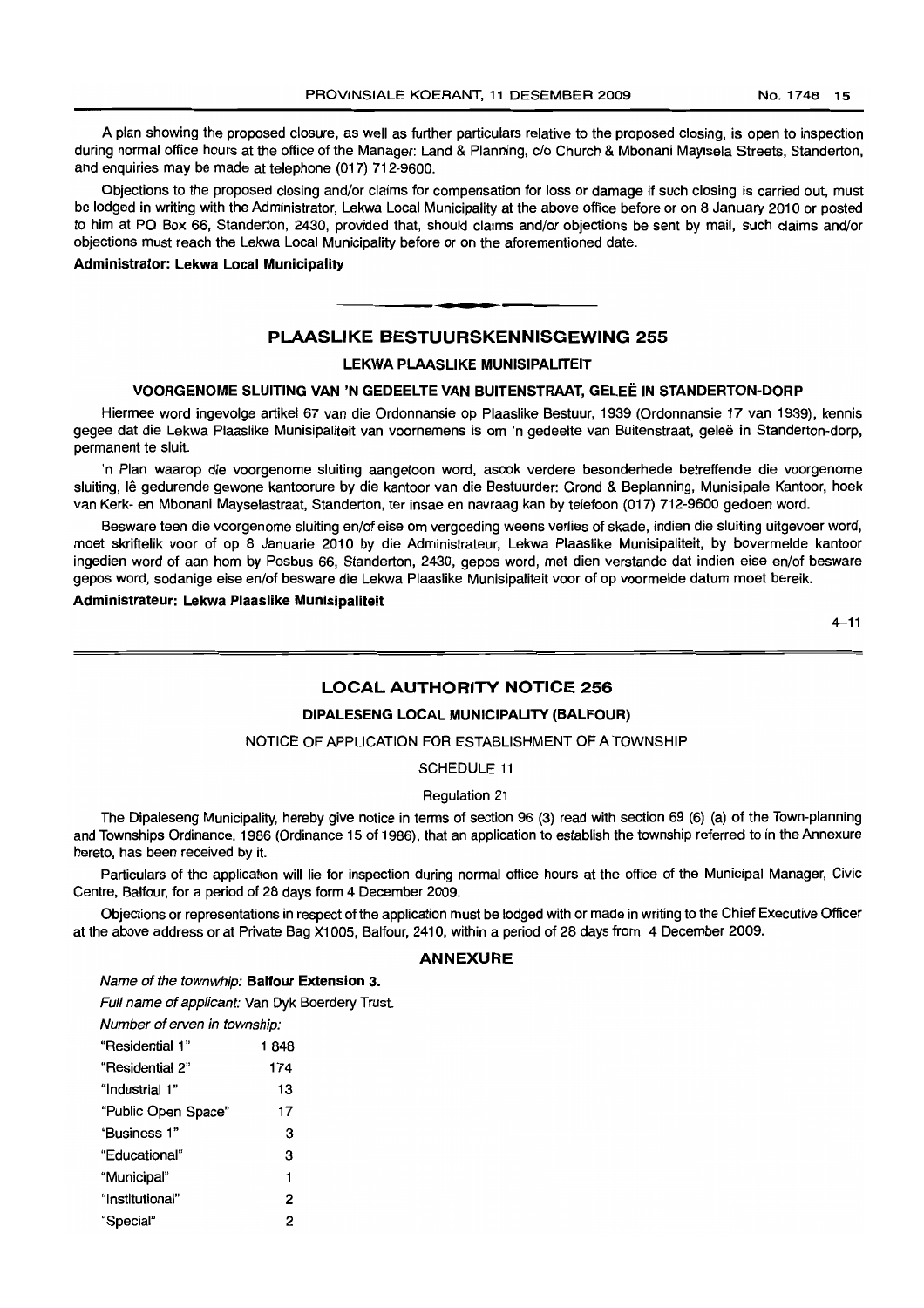A plan showing the proposed closure, as well as further particulars relative to the proposed closing, is open to inspection during normal office hours at the office of the Manager: Land & Planning, c/o Church & Mbonani Mayisela Streets, Standerton, and enquiries may be made at telephone (017) 712-9600.

Objections to the proposed closing and/or claims for compensation for loss or damage if such closing is carried out, must be lodged in writing with the Administrator, Lekwa Local Municipality at the above office before or on 8 January 2010 or posted to him at PO Box 66, Standerton, 2430, provided that, should claims and/or objections be sent by mail, such claims and/or objections must reach the Lekwa Local Municipality before or on the aforementioned date.

**Administrator: Lekwa Local Municipality**

---

## PLAASLIKE BESTUURSKENNISGEWING 255

### LEKWA PLAASLIKE MUNISIPALITEIT

### VOORGENOME SLUITING VAN 'N GEDEELTE VAN BUITENSTRAAT, GELEË IN STANDERTON-DORP

Hiermee word ingevolge artikel 67 van die Ordonnansie op Plaaslike Bestuur, 1939 (Ordonnansie 17 van 1939), kennis gegee dat die Lekwa Plaaslike Munisipaliteit van voornemens is om 'n gedeelte van Buitenstraat, geleë in Standerton-dorp, permanent te sluit.

'n Plan waarop die voorgenome sluiting aangetoon word, asook verdere besonderhede betreffende die voorgenome sluiting, lê gedurende gewone kantoorure by die kantoor van die Bestuurder: Grond & Beplanning, Munisipale Kantoor, hoek van Kerk- en Mbonani Mayselastraat, Standerton, ter insae en navraag kan by telefoon (017) 712-9600 gedoen word.

Besware teen die voorgenome sluiting en/of eise om vergoeding weens verlies of skade, indien die sluiting uitgevoer word, moet skriftelik voor of op 8 Januarie 2010 by die Administrateur, Lekwa Plaaslike Munisipaliteit, by bovermelde kantoor ingedien word of aan hom by Posbus 66, Standerton, 2430, gepos word, met dien verstande dat indien eise en/of besware gepos word, sodanige eise en/of besware die Lekwa Plaaslike Munisipaliteit voor of op voormelde datum moet bereik.

**Administrateur: Lekwa Plaaslike Munisipaliteit**

4–11

---

## LOCAL AUTHORITY NOTICE 256

### DIPALESENG LOCAL MUNICIPALITY (BALFOUR)

NOTICE OF APPLICATION FOR ESTABLISHMENT OF A TOWNSHIP

SCHEDULE 11

Regulation 21

The Dipaleseng Municipality, hereby give notice in terms of section 96 (3) read with section 69 (6) (a) of the Town-planning and Townships Ordinance, 1986 (Ordinance 15 of 1986), that an application to establish the township referred to in the Annexure hereto, has been received by it.

Particulars of the application will lie for inspection during normal office hours at the office of the Municipal Manager, Civic Centre, Balfour, for a period of 28 days form 4 December 2009.

Objections or representations in respect of the application must be lodged with or made in writing to the Chief Executive Officer at the above address or at Private Bag X1005, Balfour, 2410, within a period of 28 days from 4 December 2009.

### ANNEXURE

*Name of the townwhip:* **Balfour Extension 3.**

*Full name of applicant:* Van Dyk Boerdery Trust.

*Number of erven in township:*

| | |
|---|---|
| "Residential 1" | 1 848 |
| "Residential 2" | 174 |
| "Industrial 1" | 13 |
| "Public Open Space" | 17 |
| "Business 1" | 3 |
| "Educational" | 3 |
| "Municipal" | 1 |
| "Institutional" | 2 |
| "Special" | 2 |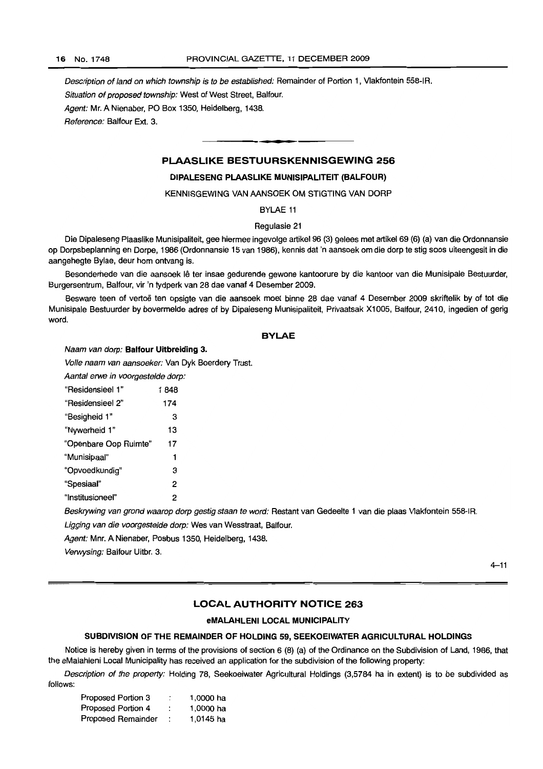*Description of land on which township is to be established:* Remainder of Portion 1, Vlakfontein 558-IR.

*Situation of proposed township:* West of West Street, Balfour.

*Agent:* Mr. A Nienaber, PO Box 1350, Heidelberg, 1438.

*Reference:* Balfour Ext. 3.

---

## PLAASLIKE BESTUURSKENNISGEWING 256

### DIPALESENG PLAASLIKE MUNISIPALITEIT (BALFOUR)

KENNISGEWING VAN AANSOEK OM STIGTING VAN DORP

BYLAE 11

Regulasie 21

Die Dipaleseng Plaaslike Munisipaliteit, gee hiermee ingevolge artikel 96 (3) gelees met artikel 69 (6) (a) van die Ordonnansie op Dorpsbeplanning en Dorpe, 1986 (Ordonnansie 15 van 1986), kennis dat 'n aansoek om die dorp te stig soos uiteengesit in die aangehegte Bylae, deur hom ontvang is.

Besonderhede van die aansoek lê ter insae gedurende gewone kantoorure by die kantoor van die Munisipale Bestuurder, Burgersentrum, Balfour, vir 'n tydperk van 28 dae vanaf 4 Desember 2009.

Besware teen of vertoë ten opsigte van die aansoek moet binne 28 dae vanaf 4 Desember 2009 skriftelik by of tot die Munisipale Bestuurder by bovermelde adres of by Dipaleseng Munisipaliteit, Privaatsak X1005, Balfour, 2410, ingedien of gerig word.

### BYLAE

*Naam van dorp:* **Balfour Uitbreiding 3.**

*Volle naam van aansoeker:* Van Dyk Boerdery Trust.

*Aantal erwe in voorgestelde dorp:*

| | |
|---|---|
| "Residensieel 1" | 1 848 |
| "Residensieel 2" | 174 |
| "Besigheid 1" | 3 |
| "Nywerheid 1" | 13 |
| "Openbare Oop Ruimte" | 17 |
| "Munisipaal" | 1 |
| "Opvoedkundig" | 3 |
| "Spesiaal" | 2 |
| "Institusioneel" | 2 |

*Beskrywing van grond waarop dorp gestig staan te word:* Restant van Gedeelte 1 van die plaas Vlakfontein 558-IR.

*Ligging van die voorgestelde dorp:* Wes van Wesstraat, Balfour.

*Agent:* Mnr. A Nienaber, Posbus 1350, Heidelberg, 1438.

*Verwysing:* Balfour Uitbr. 3.

4–11

---

## LOCAL AUTHORITY NOTICE 263

### eMALAHLENI LOCAL MUNICIPALITY

### SUBDIVISION OF THE REMAINDER OF HOLDING 59, SEEKOEIWATER AGRICULTURAL HOLDINGS

Notice is hereby given in terms of the provisions of section 6 (8) (a) of the Ordinance on the Subdivision of Land, 1986, that the eMalahleni Local Municipality has received an application for the subdivision of the following property:

*Description of the property:* Holding 78, Seekoeiwater Agricultural Holdings (3,5784 ha in extent) is to be subdivided as follows:

| | | |
|---|---|---|
| Proposed Portion 3 | : | 1,0000 ha |
| Proposed Portion 4 | : | 1,0000 ha |
| Proposed Remainder | : | 1,0145 ha |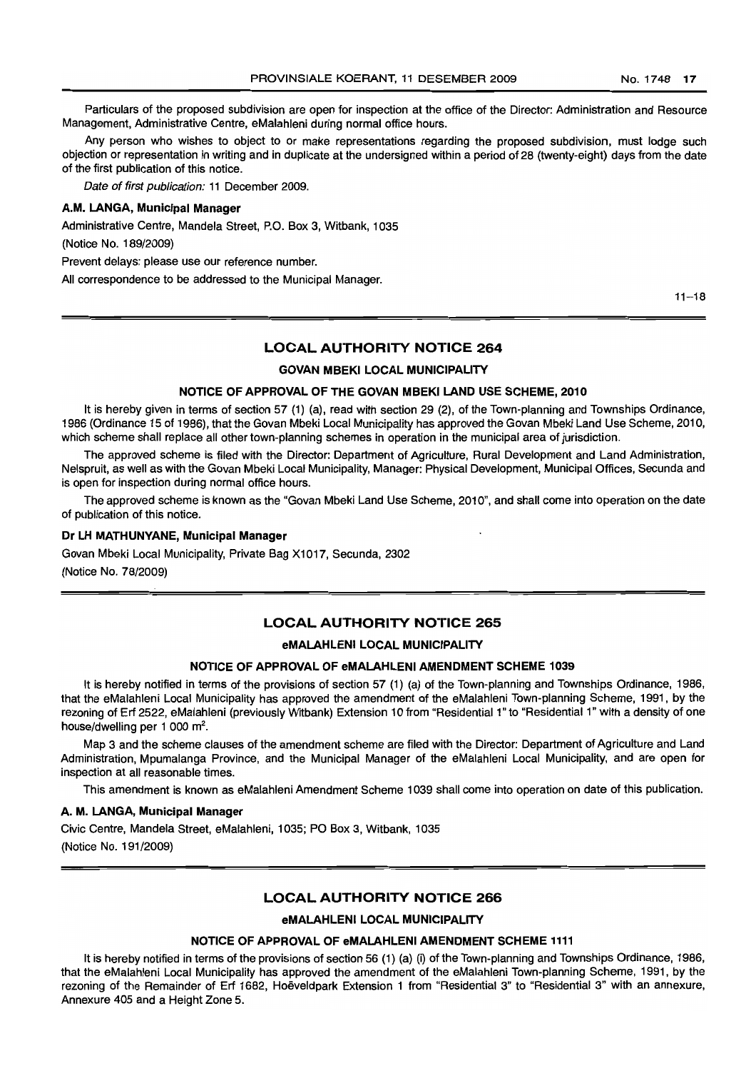Particulars of the proposed subdivision are open for inspection at the office of the Director: Administration and Resource Management, Administrative Centre, eMalahleni during normal office hours.

Any person who wishes to object to or make representations regarding the proposed subdivision, must lodge such objection or representation in writing and in duplicate at the undersigned within a period of 28 (twenty-eight) days from the date of the first publication of this notice.

*Date of first publication:* 11 December 2009.

**A.M. LANGA, Municipal Manager**

Administrative Centre, Mandela Street, P.O. Box 3, Witbank, 1035

(Notice No. 189/2009)

Prevent delays: please use our reference number.

All correspondence to be addressed to the Municipal Manager.

11–18

## LOCAL AUTHORITY NOTICE 264

### GOVAN MBEKI LOCAL MUNICIPALITY

### NOTICE OF APPROVAL OF THE GOVAN MBEKI LAND USE SCHEME, 2010

It is hereby given in terms of section 57 (1) (a), read with section 29 (2), of the Town-planning and Townships Ordinance, 1986 (Ordinance 15 of 1986), that the Govan Mbeki Local Municipality has approved the Govan Mbeki Land Use Scheme, 2010, which scheme shall replace all other town-planning schemes in operation in the municipal area of jurisdiction.

The approved scheme is filed with the Director: Department of Agriculture, Rural Development and Land Administration, Nelspruit, as well as with the Govan Mbeki Local Municipality, Manager: Physical Development, Municipal Offices, Secunda and is open for inspection during normal office hours.

The approved scheme is known as the "Govan Mbeki Land Use Scheme, 2010", and shall come into operation on the date of publication of this notice.

**Dr LH MATHUNYANE, Municipal Manager**

Govan Mbeki Local Municipality, Private Bag X1017, Secunda, 2302

(Notice No. 78/2009)

## LOCAL AUTHORITY NOTICE 265

### eMALAHLENI LOCAL MUNICIPALITY

### NOTICE OF APPROVAL OF eMALAHLENI AMENDMENT SCHEME 1039

It is hereby notified in terms of the provisions of section 57 (1) (a) of the Town-planning and Townships Ordinance, 1986, that the eMalahleni Local Municipality has approved the amendment of the eMalahleni Town-planning Scheme, 1991, by the rezoning of Erf 2522, eMalahleni (previously Witbank) Extension 10 from "Residential 1" to "Residential 1" with a density of one house/dwelling per 1 000 m$^2$.

Map 3 and the scheme clauses of the amendment scheme are filed with the Director: Department of Agriculture and Land Administration, Mpumalanga Province, and the Municipal Manager of the eMalahleni Local Municipality, and are open for inspection at all reasonable times.

This amendment is known as eMalahleni Amendment Scheme 1039 shall come into operation on date of this publication.

**A. M. LANGA, Municipal Manager**

Civic Centre, Mandela Street, eMalahleni, 1035; PO Box 3, Witbank, 1035

(Notice No. 191/2009)

## LOCAL AUTHORITY NOTICE 266

### eMALAHLENI LOCAL MUNICIPALITY

### NOTICE OF APPROVAL OF eMALAHLENI AMENDMENT SCHEME 1111

It is hereby notified in terms of the provisions of section 56 (1) (a) (i) of the Town-planning and Townships Ordinance, 1986, that the eMalahleni Local Municipality has approved the amendment of the eMalahleni Town-planning Scheme, 1991, by the rezoning of the Remainder of Erf 1682, Hoëveldpark Extension 1 from "Residential 3" to "Residential 3" with an annexure, Annexure 405 and a Height Zone 5.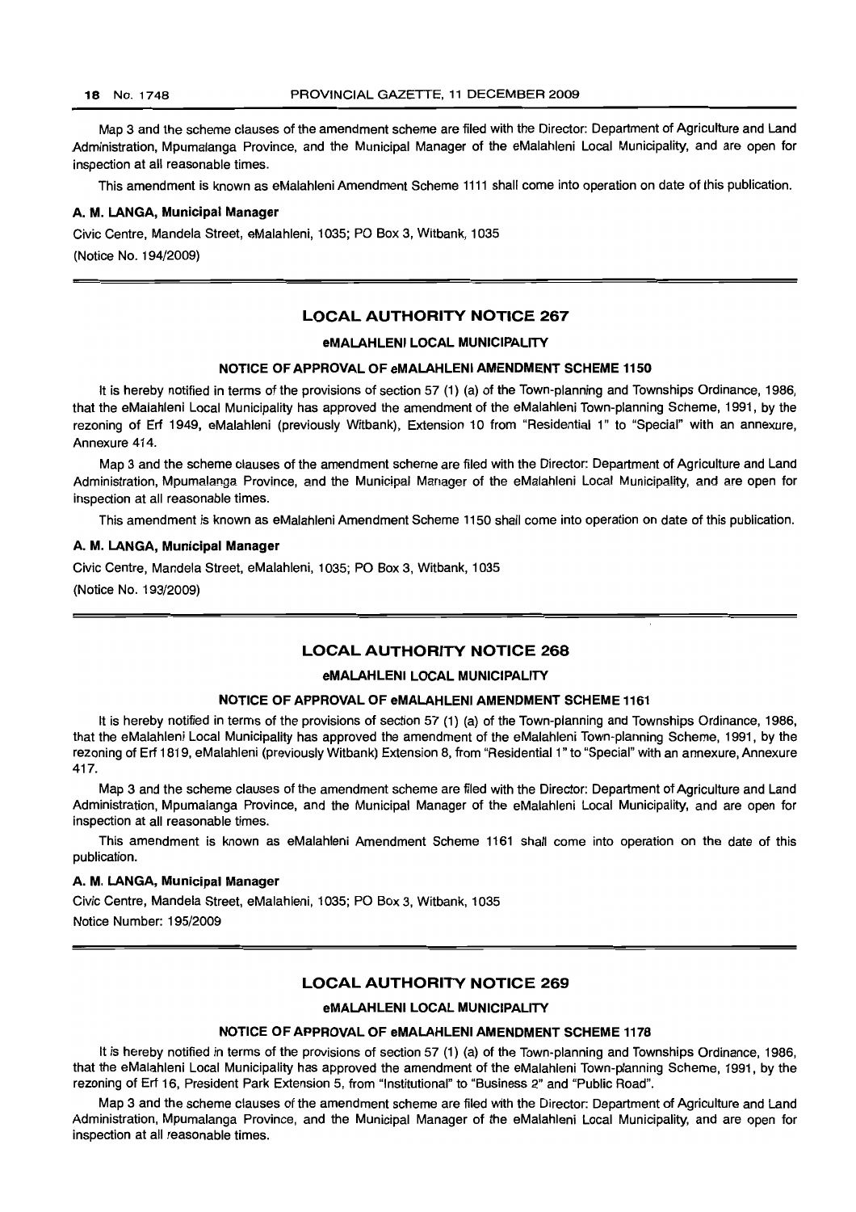Map 3 and the scheme clauses of the amendment scheme are filed with the Director: Department of Agriculture and Land Administration, Mpumalanga Province, and the Municipal Manager of the eMalahleni Local Municipality, and are open for inspection at all reasonable times.

This amendment is known as eMalahleni Amendment Scheme 1111 shall come into operation on date of this publication.

**A. M. LANGA, Municipal Manager**

Civic Centre, Mandela Street, eMalahleni, 1035; PO Box 3, Witbank, 1035

(Notice No. 194/2009)

---

## LOCAL AUTHORITY NOTICE 267

### eMALAHLENI LOCAL MUNICIPALITY

### NOTICE OF APPROVAL OF eMALAHLENI AMENDMENT SCHEME 1150

It is hereby notified in terms of the provisions of section 57 (1) (a) of the Town-planning and Townships Ordinance, 1986, that the eMalahleni Local Municipality has approved the amendment of the eMalahleni Town-planning Scheme, 1991, by the rezoning of Erf 1949, eMalahleni (previously Witbank), Extension 10 from "Residential 1" to "Special" with an annexure, Annexure 414.

Map 3 and the scheme clauses of the amendment scheme are filed with the Director: Department of Agriculture and Land Administration, Mpumalanga Province, and the Municipal Manager of the eMalahleni Local Municipality, and are open for inspection at all reasonable times.

This amendment is known as eMalahleni Amendment Scheme 1150 shall come into operation on date of this publication.

**A. M. LANGA, Municipal Manager**

Civic Centre, Mandela Street, eMalahleni, 1035; PO Box 3, Witbank, 1035

(Notice No. 193/2009)

---

## LOCAL AUTHORITY NOTICE 268

### eMALAHLENI LOCAL MUNICIPALITY

### NOTICE OF APPROVAL OF eMALAHLENI AMENDMENT SCHEME 1161

It is hereby notified in terms of the provisions of section 57 (1) (a) of the Town-planning and Townships Ordinance, 1986, that the eMalahleni Local Municipality has approved the amendment of the eMalahleni Town-planning Scheme, 1991, by the rezoning of Erf 1819, eMalahleni (previously Witbank) Extension 8, from "Residential 1" to "Special" with an annexure, Annexure 417.

Map 3 and the scheme clauses of the amendment scheme are filed with the Director: Department of Agriculture and Land Administration, Mpumalanga Province, and the Municipal Manager of the eMalahleni Local Municipality, and are open for inspection at all reasonable times.

This amendment is known as eMalahleni Amendment Scheme 1161 shall come into operation on the date of this publication.

**A. M. LANGA, Municipal Manager**

Civic Centre, Mandela Street, eMalahleni, 1035; PO Box 3, Witbank, 1035

Notice Number: 195/2009

---

## LOCAL AUTHORITY NOTICE 269

### eMALAHLENI LOCAL MUNICIPALITY

### NOTICE OF APPROVAL OF eMALAHLENI AMENDMENT SCHEME 1178

It is hereby notified in terms of the provisions of section 57 (1) (a) of the Town-planning and Townships Ordinance, 1986, that the eMalahleni Local Municipality has approved the amendment of the eMalahleni Town-planning Scheme, 1991, by the rezoning of Erf 16, President Park Extension 5, from "Institutional" to "Business 2" and "Public Road".

Map 3 and the scheme clauses of the amendment scheme are filed with the Director: Department of Agriculture and Land Administration, Mpumalanga Province, and the Municipal Manager of the eMalahleni Local Municipality, and are open for inspection at all reasonable times.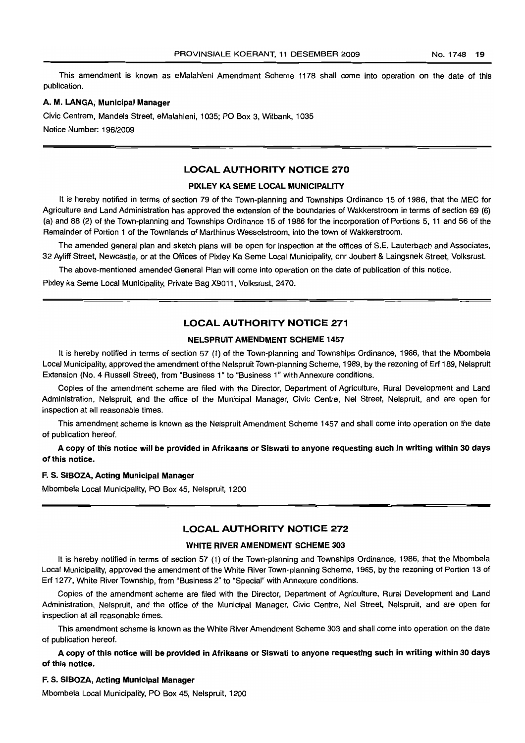This amendment is known as eMalahleni Amendment Scheme 1178 shall come into operation on the date of this publication.

**A. M. LANGA, Municipal Manager**

Civic Centrem, Mandela Street, eMalahleni, 1035; PO Box 3, Witbank, 1035

Notice Number: 196/2009

## LOCAL AUTHORITY NOTICE 270

### PIXLEY KA SEME LOCAL MUNICIPALITY

It is hereby notified in terms of section 79 of the Town-planning and Townships Ordinance 15 of 1986, that the MEC for Agriculture and Land Administration has approved the extension of the boundaries of Wakkerstroom in terms of section 69 (6) (a) and 88 (2) of the Town-planning and Townships Ordinance 15 of 1986 for the incorporation of Portions 5, 11 and 56 of the Remainder of Portion 1 of the Townlands of Marthinus Wesselstroom, into the town of Wakkerstroom.

The amended general plan and sketch plans will be open for inspection at the offices of S.E. Lauterbach and Associates, 32 Ayliff Street, Newcastle, or at the Offices of Pixley Ka Seme Local Municipality, cnr Joubert & Laingsnek Street, Volksrust.

The above-mentioned amended General Plan will come into operation on the date of publication of this notice.

Pixley ka Seme Local Municipality, Private Bag X9011, Volksrust, 2470.

## LOCAL AUTHORITY NOTICE 271

### NELSPRUIT AMENDMENT SCHEME 1457

It is hereby notified in terms of section 57 (1) of the Town-planning and Townships Ordinance, 1986, that the Mbombela Local Municipality, approved the amendment of the Nelspruit Town-planning Scheme, 1989, by the rezoning of Erf 189, Nelspruit Extension (No. 4 Russell Street), from "Business 1" to "Business 1" with Annexure conditions.

Copies of the amendment scheme are filed with the Director, Department of Agriculture, Rural Development and Land Administration, Nelspruit, and the office of the Municipal Manager, Civic Centre, Nel Street, Nelspruit, and are open for inspection at all reasonable times.

This amendment scheme is known as the Nelspruit Amendment Scheme 1457 and shall come into operation on the date of publication hereof.

**A copy of this notice will be provided in Afrikaans or Siswati to anyone requesting such in writing within 30 days of this notice.**

**F. S. SIBOZA, Acting Municipal Manager**

Mbombela Local Municipality, PO Box 45, Nelspruit, 1200

## LOCAL AUTHORITY NOTICE 272

### WHITE RIVER AMENDMENT SCHEME 303

It is hereby notified in terms of section 57 (1) of the Town-planning and Townships Ordinance, 1986, that the Mbombela Local Municipality, approved the amendment of the White River Town-planning Scheme, 1965, by the rezoning of Portion 13 of Erf 1277, White River Township, from "Business 2" to "Special" with Annexure conditions.

Copies of the amendment scheme are filed with the Director, Department of Agriculture, Rural Development and Land Administration, Nelspruit, and the office of the Municipal Manager, Civic Centre, Nel Street, Nelspruit, and are open for inspection at all reasonable times.

This amendment scheme is known as the White River Amendment Scheme 303 and shall come into operation on the date of publication hereof.

**A copy of this notice will be provided in Afrikaans or Siswati to anyone requesting such in writing within 30 days of this notice.**

**F. S. SIBOZA, Acting Municipal Manager**

Mbombela Local Municipality, PO Box 45, Nelspruit, 1200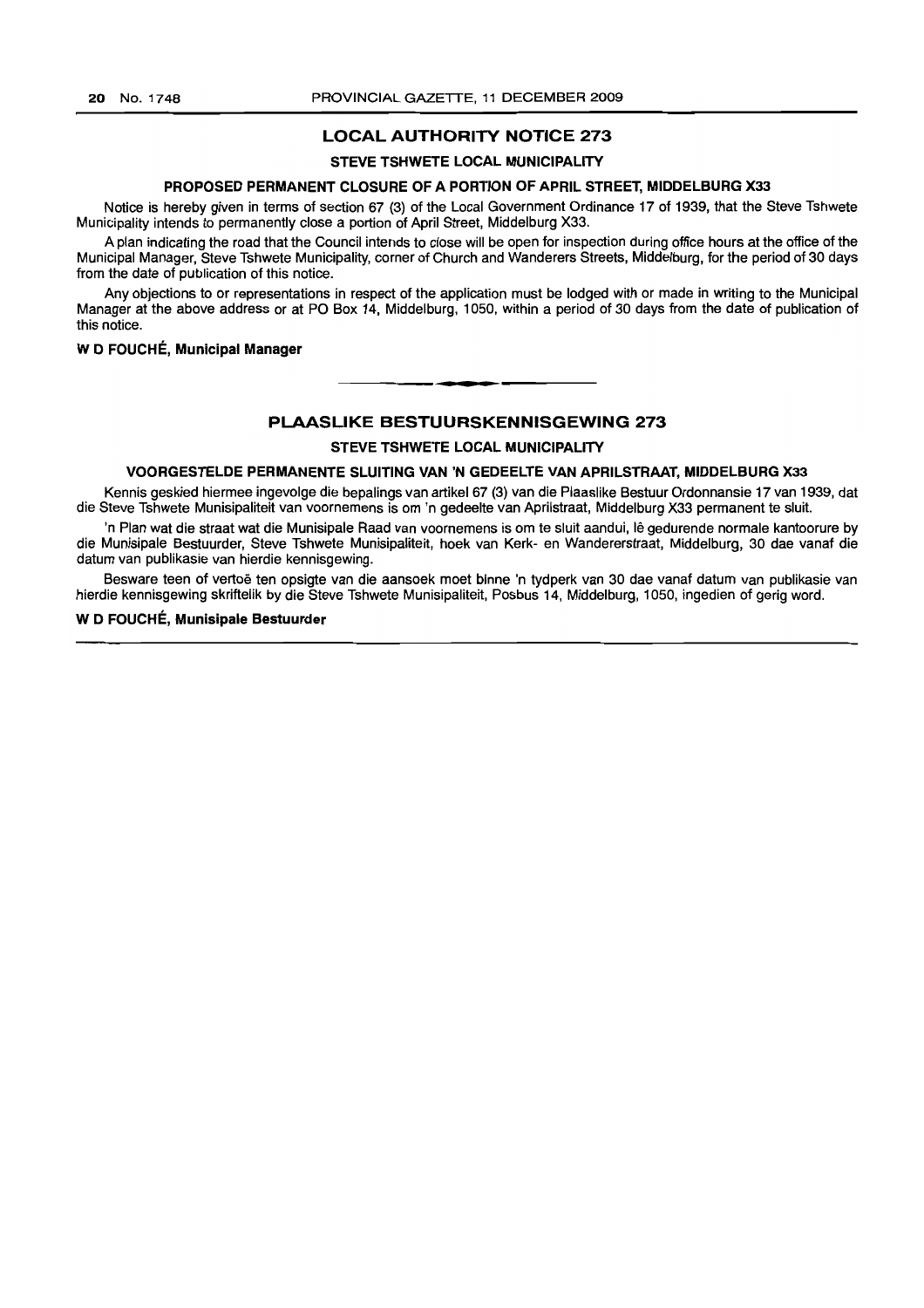## LOCAL AUTHORITY NOTICE 273

### STEVE TSHWETE LOCAL MUNICIPALITY

### PROPOSED PERMANENT CLOSURE OF A PORTION OF APRIL STREET, MIDDELBURG X33

Notice is hereby given in terms of section 67 (3) of the Local Government Ordinance 17 of 1939, that the Steve Tshwete Municipality intends to permanently close a portion of April Street, Middelburg X33.

A plan indicating the road that the Council intends to close will be open for inspection during office hours at the office of the Municipal Manager, Steve Tshwete Municipality, corner of Church and Wanderers Streets, Middelburg, for the period of 30 days from the date of publication of this notice.

Any objections to or representations in respect of the application must be lodged with or made in writing to the Municipal Manager at the above address or at PO Box 14, Middelburg, 1050, within a period of 30 days from the date of publication of this notice.

**W D FOUCHÉ, Municipal Manager**

---

## PLAASLIKE BESTUURSKENNISGEWING 273

### STEVE TSHWETE LOCAL MUNICIPALITY

### VOORGESTELDE PERMANENTE SLUITING VAN 'N GEDEELTE VAN APRILSTRAAT, MIDDELBURG X33

Kennis geskied hiermee ingevolge die bepalings van artikel 67 (3) van die Plaaslike Bestuur Ordonnansie 17 van 1939, dat die Steve Tshwete Munisipaliteit van voornemens is om 'n gedeelte van Aprilstraat, Middelburg X33 permanent te sluit.

'n Plan wat die straat wat die Munisipale Raad van voornemens is om te sluit aandui, lê gedurende normale kantoorure by die Munisipale Bestuurder, Steve Tshwete Munisipaliteit, hoek van Kerk- en Wandererstraat, Middelburg, 30 dae vanaf die datum van publikasie van hierdie kennisgewing.

Besware teen of vertoë ten opsigte van die aansoek moet binne 'n tydperk van 30 dae vanaf datum van publikasie van hierdie kennisgewing skriftelik by die Steve Tshwete Munisipaliteit, Posbus 14, Middelburg, 1050, ingedien of gerig word.

**W D FOUCHÉ, Munisipale Bestuurder**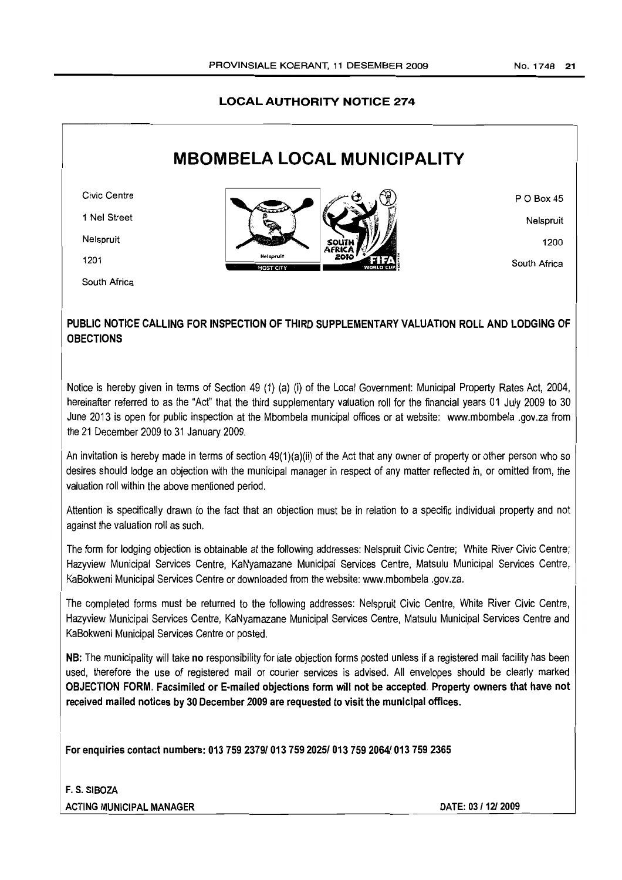## LOCAL AUTHORITY NOTICE 274

# MBOMBELA LOCAL MUNICIPALITY

Civic Centre
1 Nel Street
Nelspruit
1201
South Africa

P O Box 45
Nelspruit
1200
South Africa

### PUBLIC NOTICE CALLING FOR INSPECTION OF THIRD SUPPLEMENTARY VALUATION ROLL AND LODGING OF OBECTIONS

Notice is hereby given in terms of Section 49 (1) (a) (i) of the Local Government: Municipal Property Rates Act, 2004, hereinafter referred to as the "Act" that the third supplementary valuation roll for the financial years 01 July 2009 to 30 June 2013 is open for public inspection at the Mbombela municipal offices or at website: www.mbombela .gov.za from the 21 December 2009 to 31 January 2009.

An invitation is hereby made in terms of section 49(1)(a)(ii) of the Act that any owner of property or other person who so desires should lodge an objection with the municipal manager in respect of any matter reflected in, or omitted from, the valuation roll within the above mentioned period.

Attention is specifically drawn to the fact that an objection must be in relation to a specific individual property and not against the valuation roll as such.

The form for lodging objection is obtainable at the following addresses: Nelspruit Civic Centre; White River Civic Centre; Hazyview Municipal Services Centre, KaNyamazane Municipal Services Centre, Matsulu Municipal Services Centre, KaBokweni Municipal Services Centre or downloaded from the website: www.mbombela .gov.za.

The completed forms must be returned to the following addresses: Nelspruit Civic Centre, White River Civic Centre, Hazyview Municipal Services Centre, KaNyamazane Municipal Services Centre, Matsulu Municipal Services Centre and KaBokweni Municipal Services Centre or posted.

**NB:** The municipality will take **no** responsibility for late objection forms posted unless if a registered mail facility has been used, therefore the use of registered mail or courier services is advised. All envelopes should be clearly marked **OBJECTION FORM. Facsimiled or E-mailed objections form will not be accepted. Property owners that have not received mailed notices by 30 December 2009 are requested to visit the municipal offices.**

**For enquiries contact numbers: 013 759 2379/ 013 759 2025/ 013 759 2064/ 013 759 2365**

**F. S. SIBOZA**
**ACTING MUNICIPAL MANAGER**

**DATE: 03 / 12/ 2009**